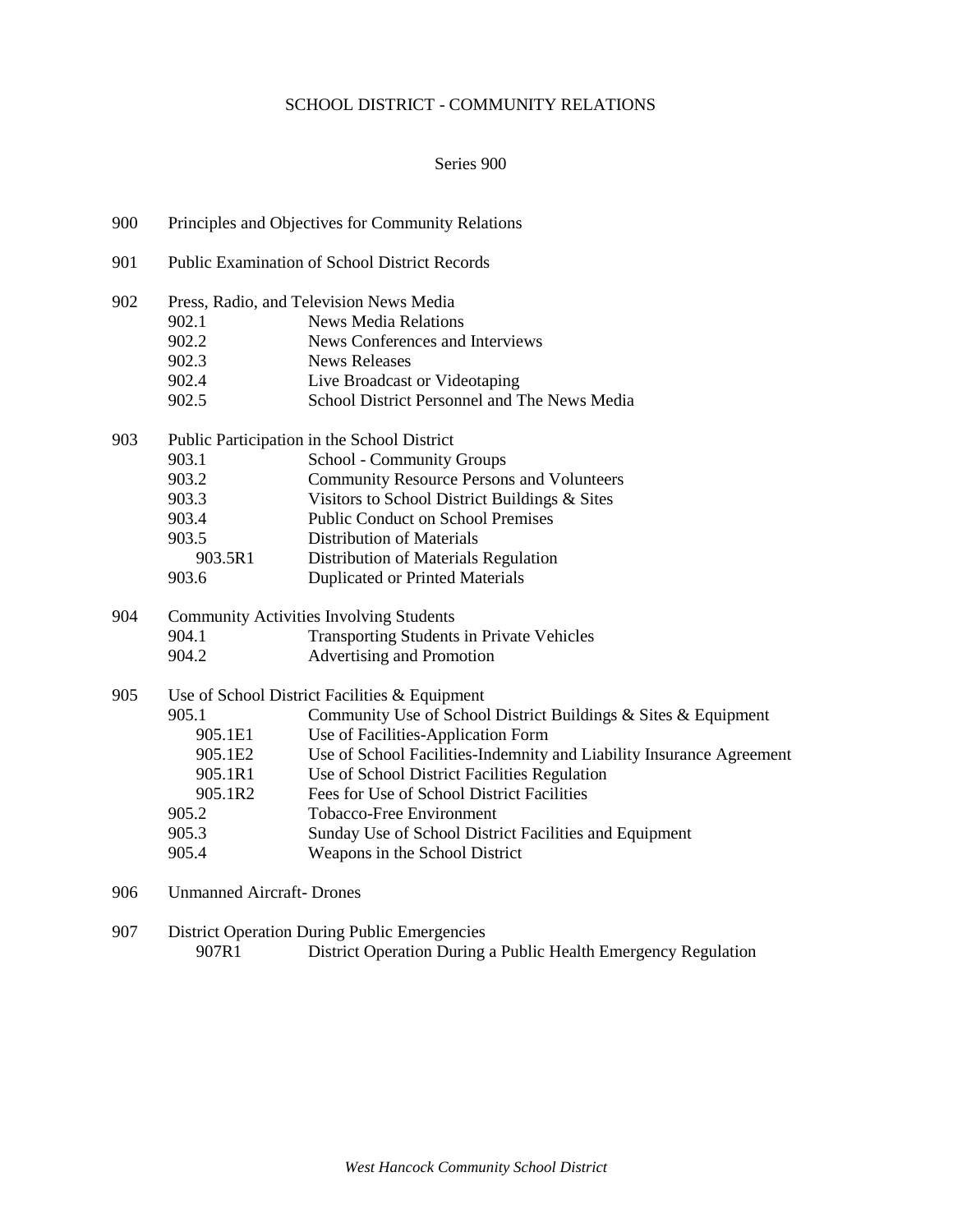# SCHOOL DISTRICT - COMMUNITY RELATIONS

## Series 900

900 Principles and Objectives for Community Relations

901 Public Examination of School District Records

902 Press, Radio, and Television News Media
- 902.1 News Media Relations
- 902.2 News Conferences and Interviews
- 902.3 News Releases
- 902.4 Live Broadcast or Videotaping
- 902.5 School District Personnel and The News Media

903 Public Participation in the School District
- 903.1 School - Community Groups
- 903.2 Community Resource Persons and Volunteers
- 903.3 Visitors to School District Buildings & Sites
- 903.4 Public Conduct on School Premises
- 903.5 Distribution of Materials
  - 903.5R1 Distribution of Materials Regulation
- 903.6 Duplicated or Printed Materials

904 Community Activities Involving Students
- 904.1 Transporting Students in Private Vehicles
- 904.2 Advertising and Promotion

905 Use of School District Facilities & Equipment
- 905.1 Community Use of School District Buildings & Sites & Equipment
  - 905.1E1 Use of Facilities-Application Form
  - 905.1E2 Use of School Facilities-Indemnity and Liability Insurance Agreement
  - 905.1R1 Use of School District Facilities Regulation
  - 905.1R2 Fees for Use of School District Facilities
- 905.2 Tobacco-Free Environment
- 905.3 Sunday Use of School District Facilities and Equipment
- 905.4 Weapons in the School District

906 Unmanned Aircraft- Drones

907 District Operation During Public Emergencies
- 907R1 District Operation During a Public Health Emergency Regulation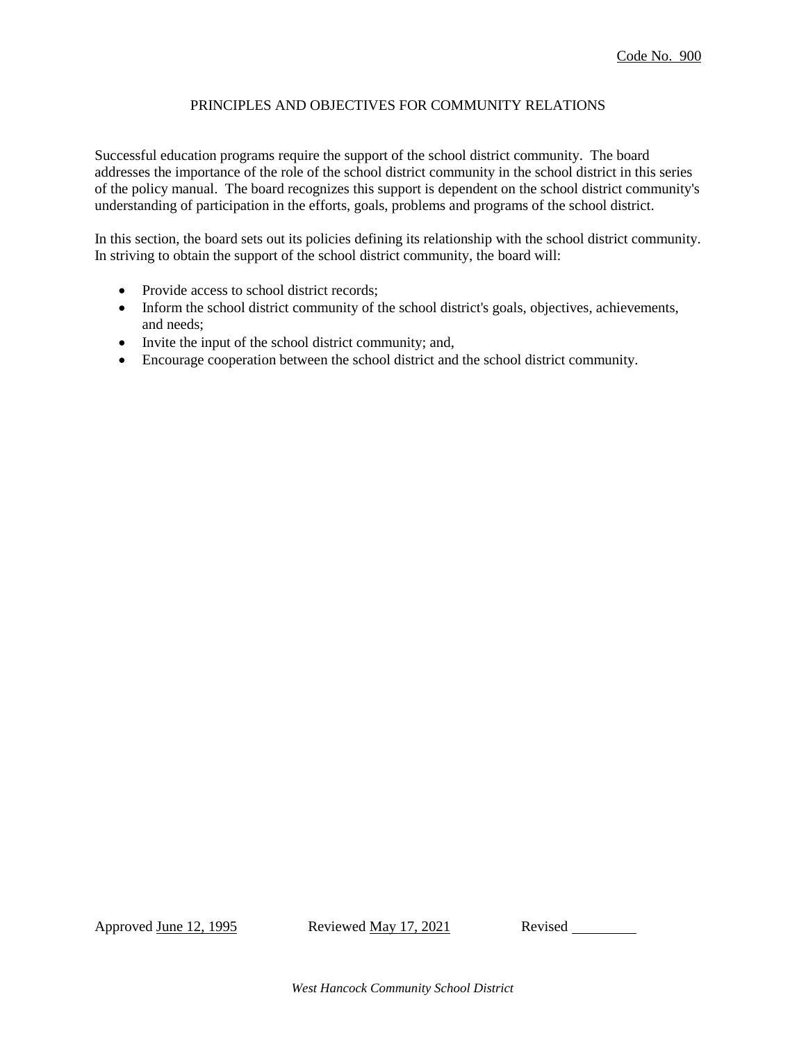Code No. 900

# PRINCIPLES AND OBJECTIVES FOR COMMUNITY RELATIONS

Successful education programs require the support of the school district community. The board addresses the importance of the role of the school district community in the school district in this series of the policy manual. The board recognizes this support is dependent on the school district community's understanding of participation in the efforts, goals, problems and programs of the school district.

In this section, the board sets out its policies defining its relationship with the school district community. In striving to obtain the support of the school district community, the board will:

- Provide access to school district records;
- Inform the school district community of the school district's goals, objectives, achievements, and needs;
- Invite the input of the school district community; and,
- Encourage cooperation between the school district and the school district community.

Approved June 12, 1995 Reviewed May 17, 2021 Revised \_\_\_\_\_\_\_\_\_

*West Hancock Community School District*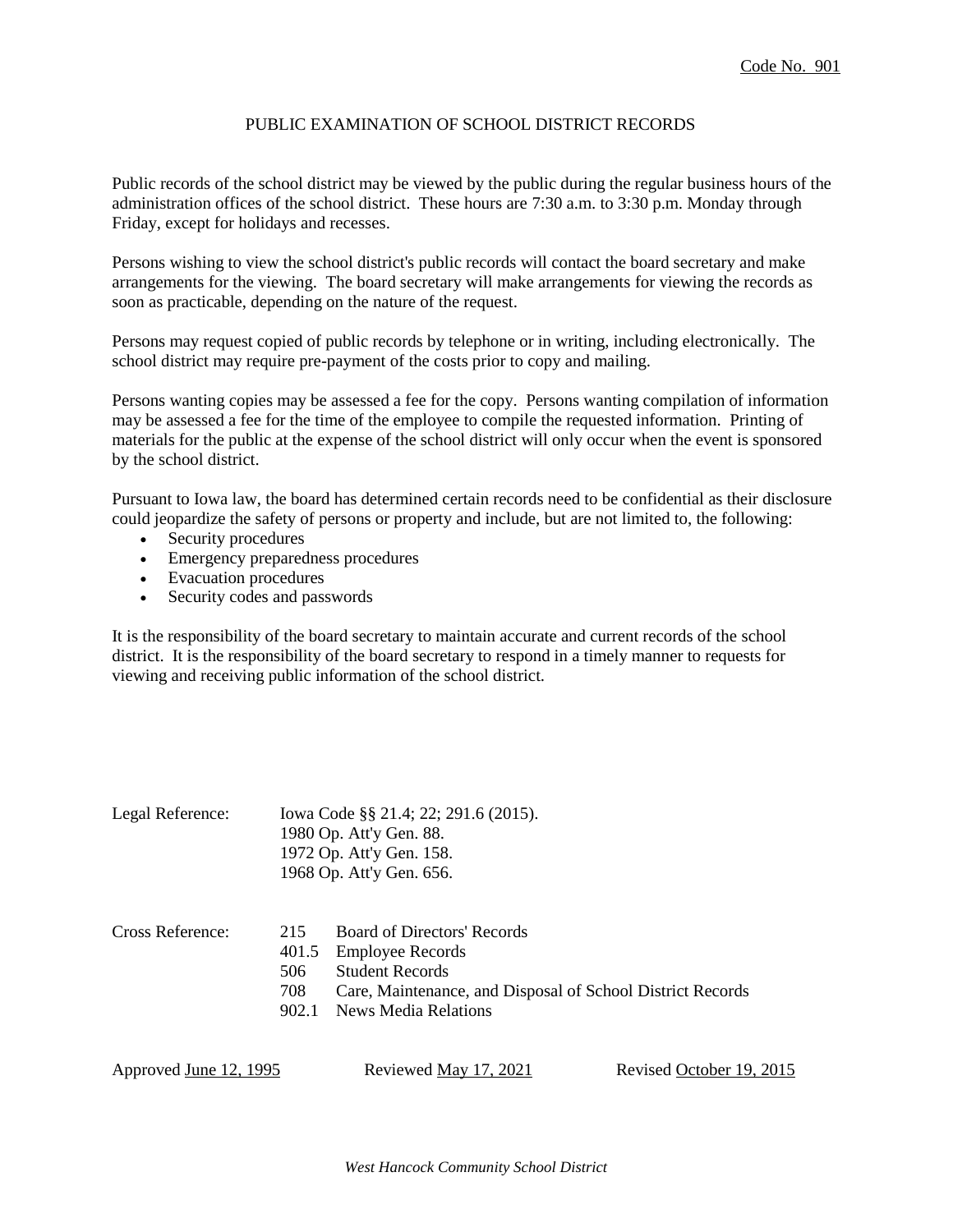Code No. 901

# PUBLIC EXAMINATION OF SCHOOL DISTRICT RECORDS

Public records of the school district may be viewed by the public during the regular business hours of the administration offices of the school district. These hours are 7:30 a.m. to 3:30 p.m. Monday through Friday, except for holidays and recesses.

Persons wishing to view the school district's public records will contact the board secretary and make arrangements for the viewing. The board secretary will make arrangements for viewing the records as soon as practicable, depending on the nature of the request.

Persons may request copied of public records by telephone or in writing, including electronically. The school district may require pre-payment of the costs prior to copy and mailing.

Persons wanting copies may be assessed a fee for the copy. Persons wanting compilation of information may be assessed a fee for the time of the employee to compile the requested information. Printing of materials for the public at the expense of the school district will only occur when the event is sponsored by the school district.

Pursuant to Iowa law, the board has determined certain records need to be confidential as their disclosure could jeopardize the safety of persons or property and include, but are not limited to, the following:

- Security procedures
- Emergency preparedness procedures
- Evacuation procedures
- Security codes and passwords

It is the responsibility of the board secretary to maintain accurate and current records of the school district. It is the responsibility of the board secretary to respond in a timely manner to requests for viewing and receiving public information of the school district.

Legal Reference: Iowa Code §§ 21.4; 22; 291.6 (2015).
1980 Op. Att'y Gen. 88.
1972 Op. Att'y Gen. 158.
1968 Op. Att'y Gen. 656.

Cross Reference:

| | |
|---|---|
| 215 | Board of Directors' Records |
| 401.5 | Employee Records |
| 506 | Student Records |
| 708 | Care, Maintenance, and Disposal of School District Records |
| 902.1 | News Media Relations |

Approved June 12, 1995 Reviewed May 17, 2021 Revised October 19, 2015

*West Hancock Community School District*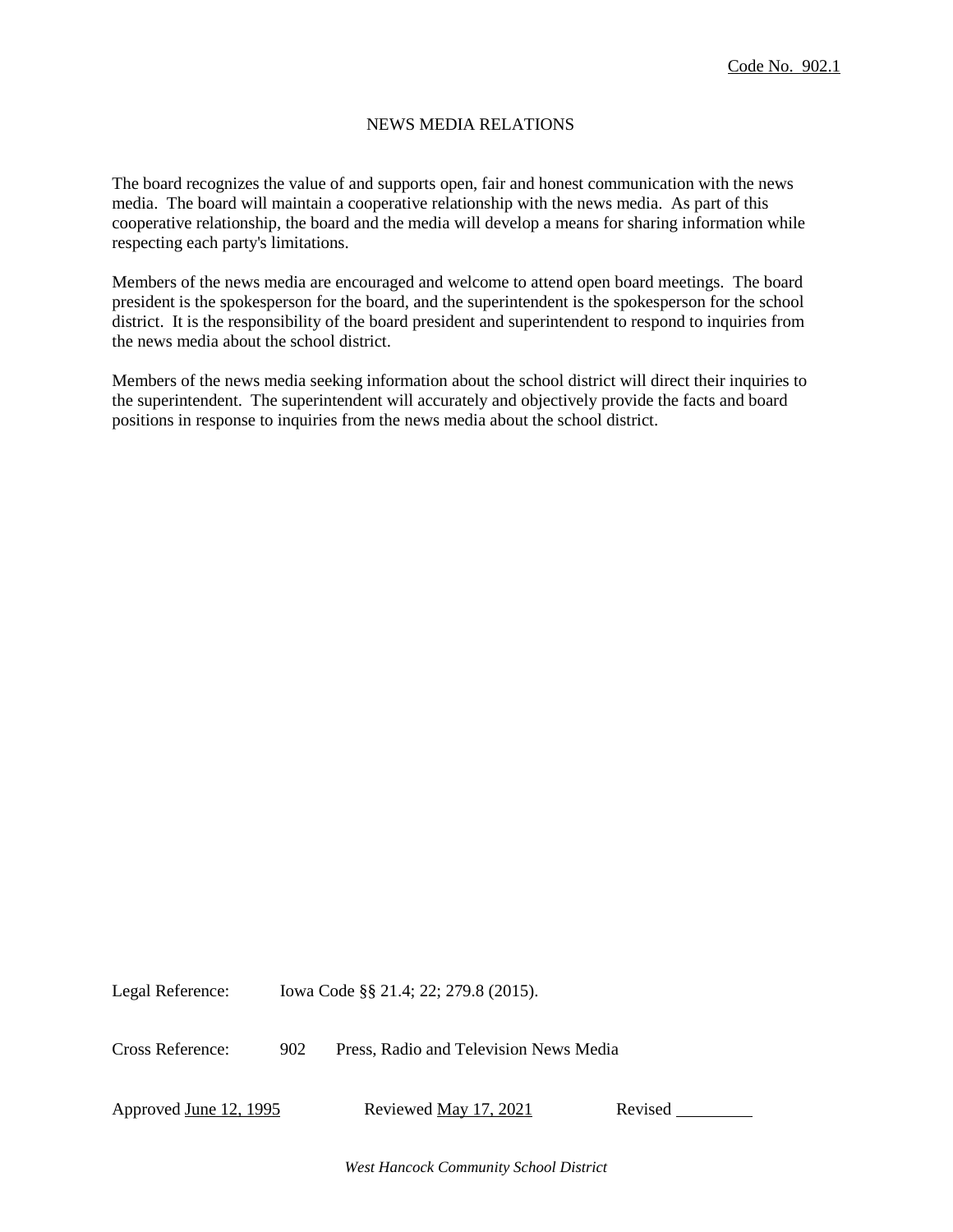Code No. 902.1

# NEWS MEDIA RELATIONS

The board recognizes the value of and supports open, fair and honest communication with the news media. The board will maintain a cooperative relationship with the news media. As part of this cooperative relationship, the board and the media will develop a means for sharing information while respecting each party's limitations.

Members of the news media are encouraged and welcome to attend open board meetings. The board president is the spokesperson for the board, and the superintendent is the spokesperson for the school district. It is the responsibility of the board president and superintendent to respond to inquiries from the news media about the school district.

Members of the news media seeking information about the school district will direct their inquiries to the superintendent. The superintendent will accurately and objectively provide the facts and board positions in response to inquiries from the news media about the school district.

Legal Reference: Iowa Code §§ 21.4; 22; 279.8 (2015).

Cross Reference: 902 Press, Radio and Television News Media

Approved June 12, 1995 Reviewed May 17, 2021 Revised _________

*West Hancock Community School District*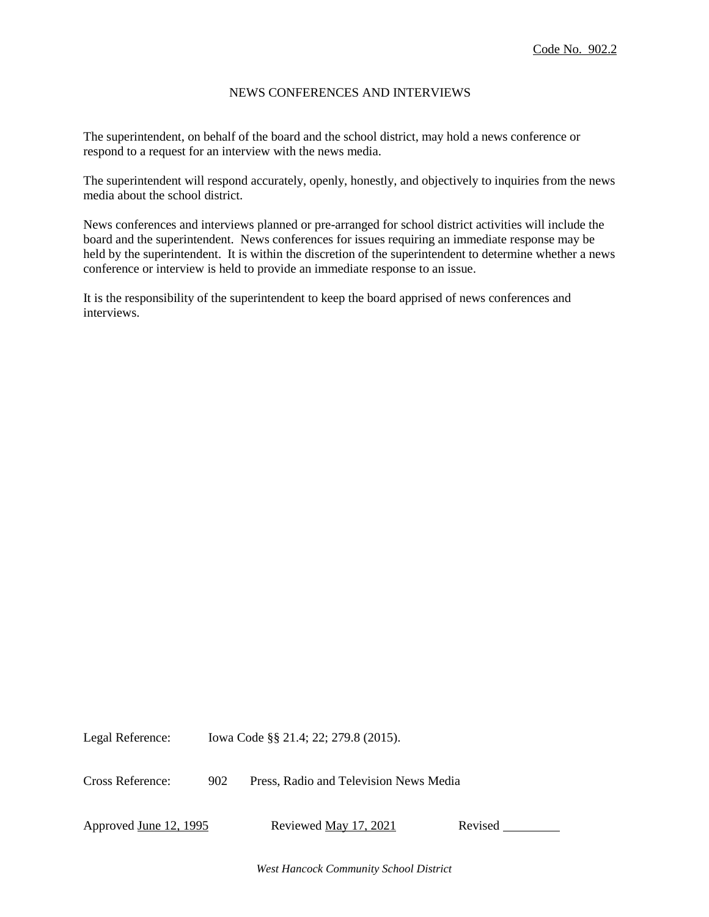Code No. 902.2

# NEWS CONFERENCES AND INTERVIEWS

The superintendent, on behalf of the board and the school district, may hold a news conference or respond to a request for an interview with the news media.

The superintendent will respond accurately, openly, honestly, and objectively to inquiries from the news media about the school district.

News conferences and interviews planned or pre-arranged for school district activities will include the board and the superintendent. News conferences for issues requiring an immediate response may be held by the superintendent. It is within the discretion of the superintendent to determine whether a news conference or interview is held to provide an immediate response to an issue.

It is the responsibility of the superintendent to keep the board apprised of news conferences and interviews.

Legal Reference: Iowa Code §§ 21.4; 22; 279.8 (2015).

Cross Reference: 902 Press, Radio and Television News Media

Approved June 12, 1995 Reviewed May 17, 2021 Revised _________

*West Hancock Community School District*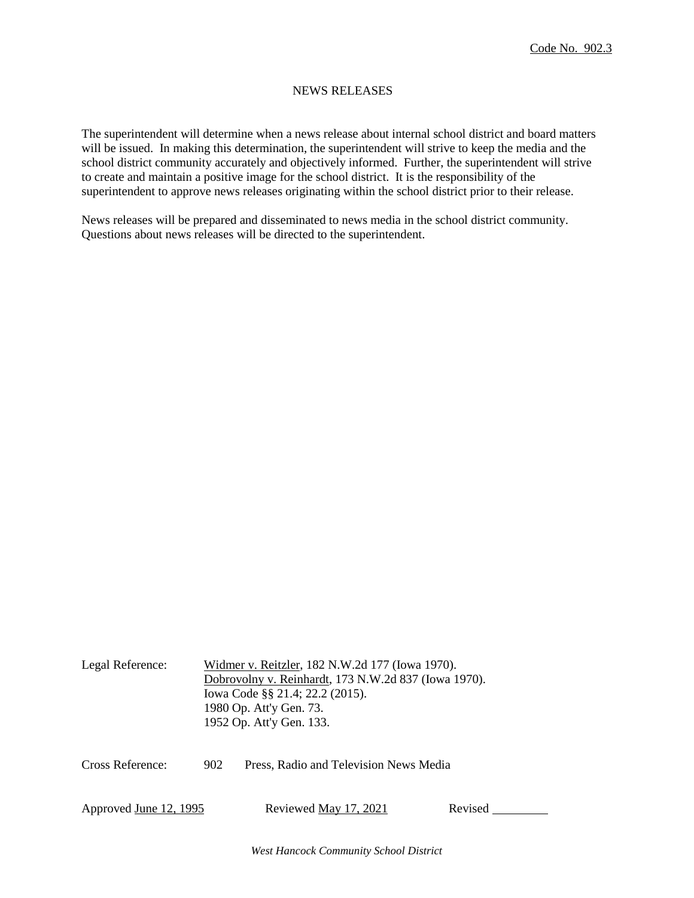Code No. 902.3

# NEWS RELEASES

The superintendent will determine when a news release about internal school district and board matters will be issued. In making this determination, the superintendent will strive to keep the media and the school district community accurately and objectively informed. Further, the superintendent will strive to create and maintain a positive image for the school district. It is the responsibility of the superintendent to approve news releases originating within the school district prior to their release.

News releases will be prepared and disseminated to news media in the school district community. Questions about news releases will be directed to the superintendent.

Legal Reference: Widmer v. Reitzler, 182 N.W.2d 177 (Iowa 1970).
Dobrovolny v. Reinhardt, 173 N.W.2d 837 (Iowa 1970).
Iowa Code §§ 21.4; 22.2 (2015).
1980 Op. Att'y Gen. 73.
1952 Op. Att'y Gen. 133.

Cross Reference: 902 Press, Radio and Television News Media

Approved June 12, 1995 Reviewed May 17, 2021 Revised \_\_\_\_\_\_\_\_\_

*West Hancock Community School District*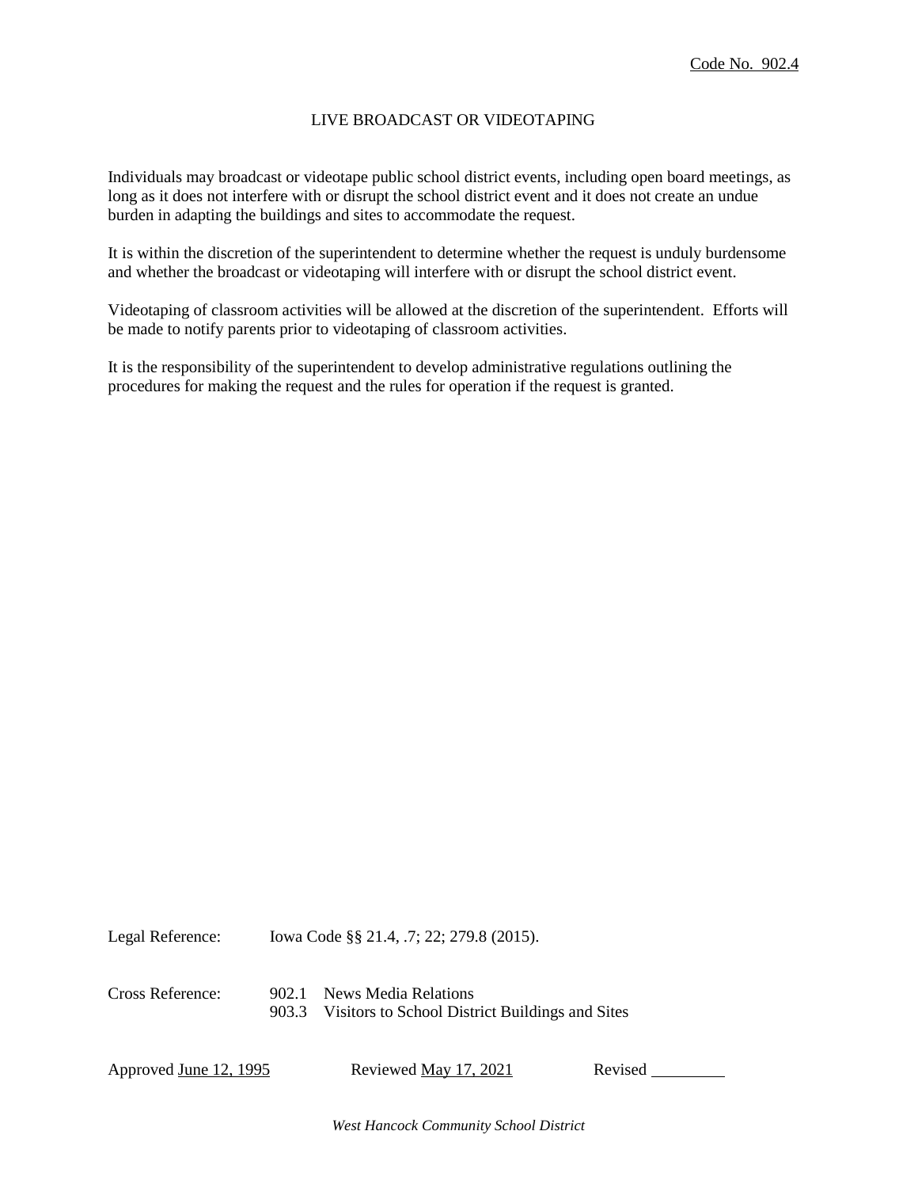Code No. 902.4

# LIVE BROADCAST OR VIDEOTAPING

Individuals may broadcast or videotape public school district events, including open board meetings, as long as it does not interfere with or disrupt the school district event and it does not create an undue burden in adapting the buildings and sites to accommodate the request.

It is within the discretion of the superintendent to determine whether the request is unduly burdensome and whether the broadcast or videotaping will interfere with or disrupt the school district event.

Videotaping of classroom activities will be allowed at the discretion of the superintendent. Efforts will be made to notify parents prior to videotaping of classroom activities.

It is the responsibility of the superintendent to develop administrative regulations outlining the procedures for making the request and the rules for operation if the request is granted.

Legal Reference: Iowa Code §§ 21.4, .7; 22; 279.8 (2015).

Cross Reference: 902.1 News Media Relations
903.3 Visitors to School District Buildings and Sites

Approved June 12, 1995 Reviewed May 17, 2021 Revised _________

*West Hancock Community School District*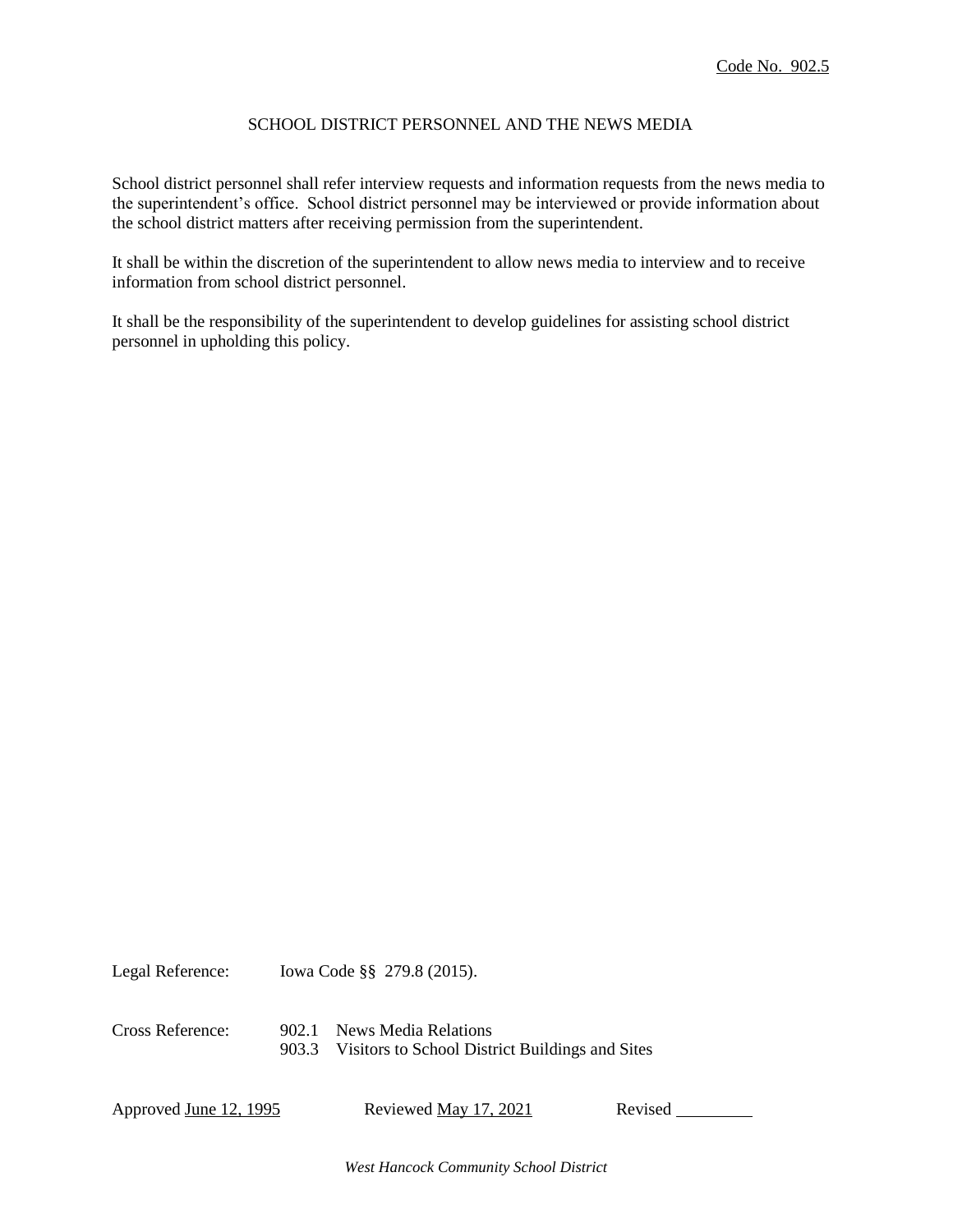Code No. 902.5

# SCHOOL DISTRICT PERSONNEL AND THE NEWS MEDIA

School district personnel shall refer interview requests and information requests from the news media to the superintendent's office. School district personnel may be interviewed or provide information about the school district matters after receiving permission from the superintendent.

It shall be within the discretion of the superintendent to allow news media to interview and to receive information from school district personnel.

It shall be the responsibility of the superintendent to develop guidelines for assisting school district personnel in upholding this policy.

Legal Reference: Iowa Code §§ 279.8 (2015).

Cross Reference:
902.1 News Media Relations
903.3 Visitors to School District Buildings and Sites

Approved June 12, 1995 Reviewed May 17, 2021 Revised _________

*West Hancock Community School District*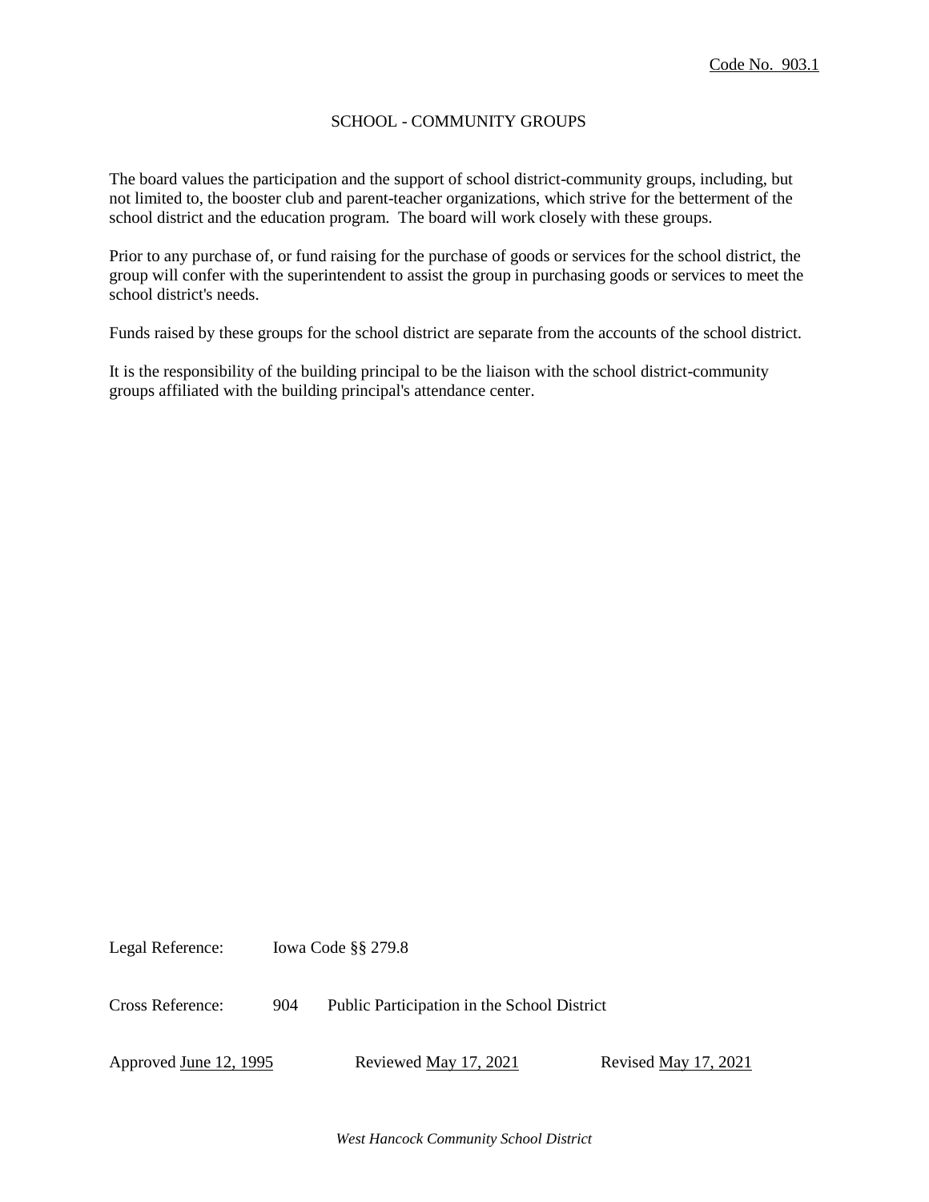Code No. 903.1

# SCHOOL - COMMUNITY GROUPS

The board values the participation and the support of school district-community groups, including, but not limited to, the booster club and parent-teacher organizations, which strive for the betterment of the school district and the education program. The board will work closely with these groups.

Prior to any purchase of, or fund raising for the purchase of goods or services for the school district, the group will confer with the superintendent to assist the group in purchasing goods or services to meet the school district's needs.

Funds raised by these groups for the school district are separate from the accounts of the school district.

It is the responsibility of the building principal to be the liaison with the school district-community groups affiliated with the building principal's attendance center.

Legal Reference: Iowa Code §§ 279.8

Cross Reference: 904 Public Participation in the School District

Approved June 12, 1995 Reviewed May 17, 2021 Revised May 17, 2021

*West Hancock Community School District*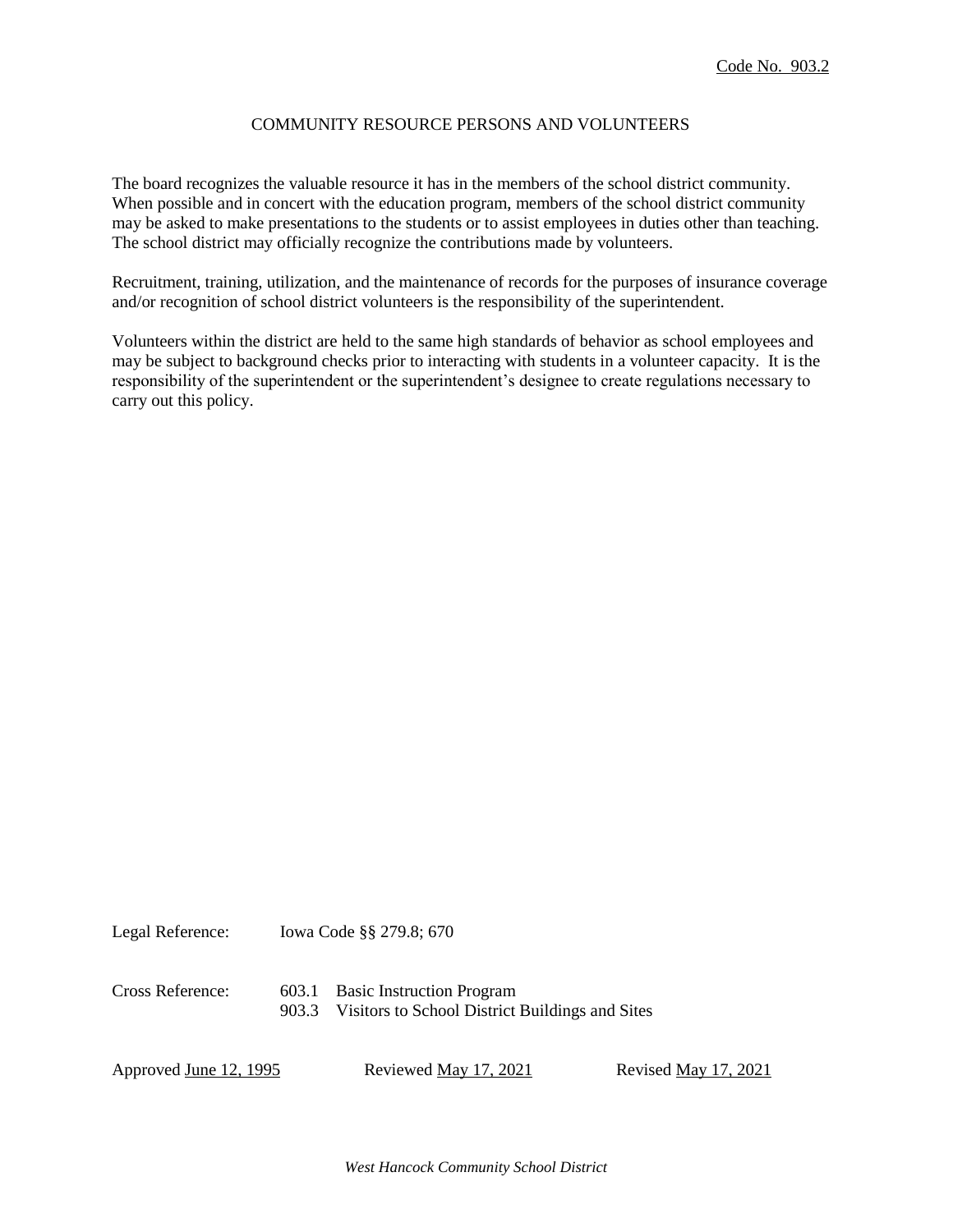Code No. 903.2

# COMMUNITY RESOURCE PERSONS AND VOLUNTEERS

The board recognizes the valuable resource it has in the members of the school district community. When possible and in concert with the education program, members of the school district community may be asked to make presentations to the students or to assist employees in duties other than teaching. The school district may officially recognize the contributions made by volunteers.

Recruitment, training, utilization, and the maintenance of records for the purposes of insurance coverage and/or recognition of school district volunteers is the responsibility of the superintendent.

Volunteers within the district are held to the same high standards of behavior as school employees and may be subject to background checks prior to interacting with students in a volunteer capacity. It is the responsibility of the superintendent or the superintendent's designee to create regulations necessary to carry out this policy.

Legal Reference: Iowa Code §§ 279.8; 670

Cross Reference: 603.1 Basic Instruction Program
903.3 Visitors to School District Buildings and Sites

Approved June 12, 1995 Reviewed May 17, 2021 Revised May 17, 2021

*West Hancock Community School District*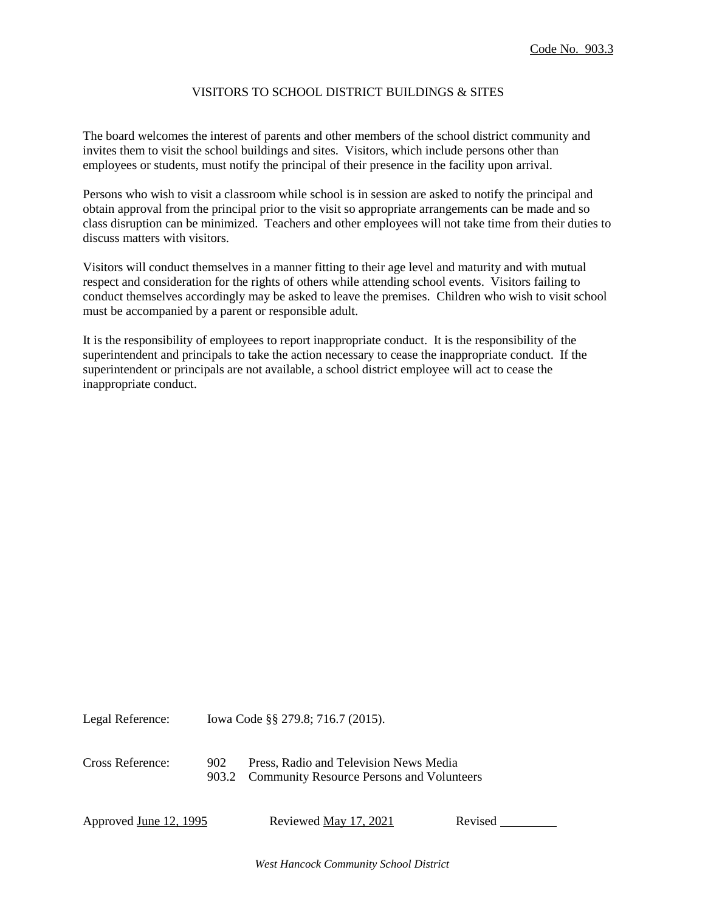Code No. 903.3

# VISITORS TO SCHOOL DISTRICT BUILDINGS & SITES

The board welcomes the interest of parents and other members of the school district community and invites them to visit the school buildings and sites. Visitors, which include persons other than employees or students, must notify the principal of their presence in the facility upon arrival.

Persons who wish to visit a classroom while school is in session are asked to notify the principal and obtain approval from the principal prior to the visit so appropriate arrangements can be made and so class disruption can be minimized. Teachers and other employees will not take time from their duties to discuss matters with visitors.

Visitors will conduct themselves in a manner fitting to their age level and maturity and with mutual respect and consideration for the rights of others while attending school events. Visitors failing to conduct themselves accordingly may be asked to leave the premises. Children who wish to visit school must be accompanied by a parent or responsible adult.

It is the responsibility of employees to report inappropriate conduct. It is the responsibility of the superintendent and principals to take the action necessary to cease the inappropriate conduct. If the superintendent or principals are not available, a school district employee will act to cease the inappropriate conduct.

Legal Reference: Iowa Code §§ 279.8; 716.7 (2015).

Cross Reference:
- 902 Press, Radio and Television News Media
- 903.2 Community Resource Persons and Volunteers

Approved June 12, 1995 Reviewed May 17, 2021 Revised _________

*West Hancock Community School District*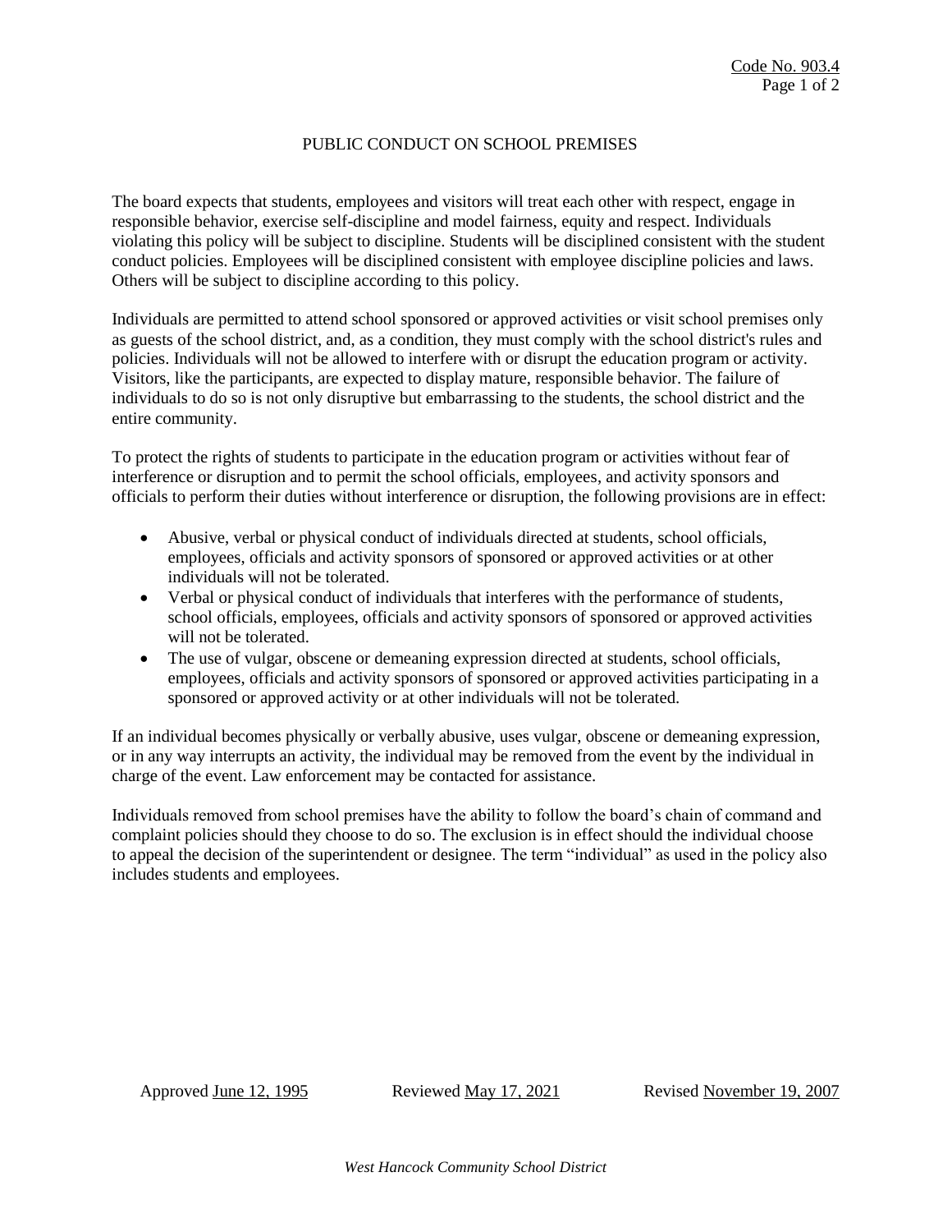Code No. 903.4

# PUBLIC CONDUCT ON SCHOOL PREMISES

The board expects that students, employees and visitors will treat each other with respect, engage in responsible behavior, exercise self-discipline and model fairness, equity and respect. Individuals violating this policy will be subject to discipline. Students will be disciplined consistent with the student conduct policies. Employees will be disciplined consistent with employee discipline policies and laws. Others will be subject to discipline according to this policy.

Individuals are permitted to attend school sponsored or approved activities or visit school premises only as guests of the school district, and, as a condition, they must comply with the school district's rules and policies. Individuals will not be allowed to interfere with or disrupt the education program or activity. Visitors, like the participants, are expected to display mature, responsible behavior. The failure of individuals to do so is not only disruptive but embarrassing to the students, the school district and the entire community.

To protect the rights of students to participate in the education program or activities without fear of interference or disruption and to permit the school officials, employees, and activity sponsors and officials to perform their duties without interference or disruption, the following provisions are in effect:

- Abusive, verbal or physical conduct of individuals directed at students, school officials, employees, officials and activity sponsors of sponsored or approved activities or at other individuals will not be tolerated.
- Verbal or physical conduct of individuals that interferes with the performance of students, school officials, employees, officials and activity sponsors of sponsored or approved activities will not be tolerated.
- The use of vulgar, obscene or demeaning expression directed at students, school officials, employees, officials and activity sponsors of sponsored or approved activities participating in a sponsored or approved activity or at other individuals will not be tolerated.

If an individual becomes physically or verbally abusive, uses vulgar, obscene or demeaning expression, or in any way interrupts an activity, the individual may be removed from the event by the individual in charge of the event. Law enforcement may be contacted for assistance.

Individuals removed from school premises have the ability to follow the board's chain of command and complaint policies should they choose to do so. The exclusion is in effect should the individual choose to appeal the decision of the superintendent or designee. The term "individual" as used in the policy also includes students and employees.

Approved June 12, 1995 Reviewed May 17, 2021 Revised November 19, 2007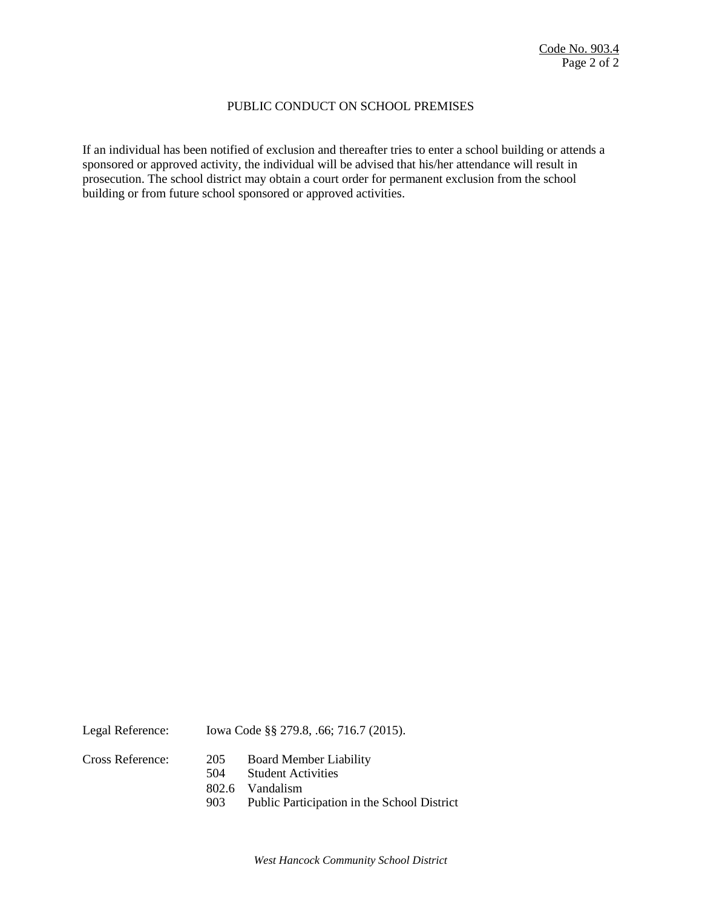## PUBLIC CONDUCT ON SCHOOL PREMISES

If an individual has been notified of exclusion and thereafter tries to enter a school building or attends a sponsored or approved activity, the individual will be advised that his/her attendance will result in prosecution. The school district may obtain a court order for permanent exclusion from the school building or from future school sponsored or approved activities.

Legal Reference: Iowa Code §§ 279.8, .66; 716.7 (2015).

Cross Reference:
- 205 Board Member Liability
- 504 Student Activities
- 802.6 Vandalism
- 903 Public Participation in the School District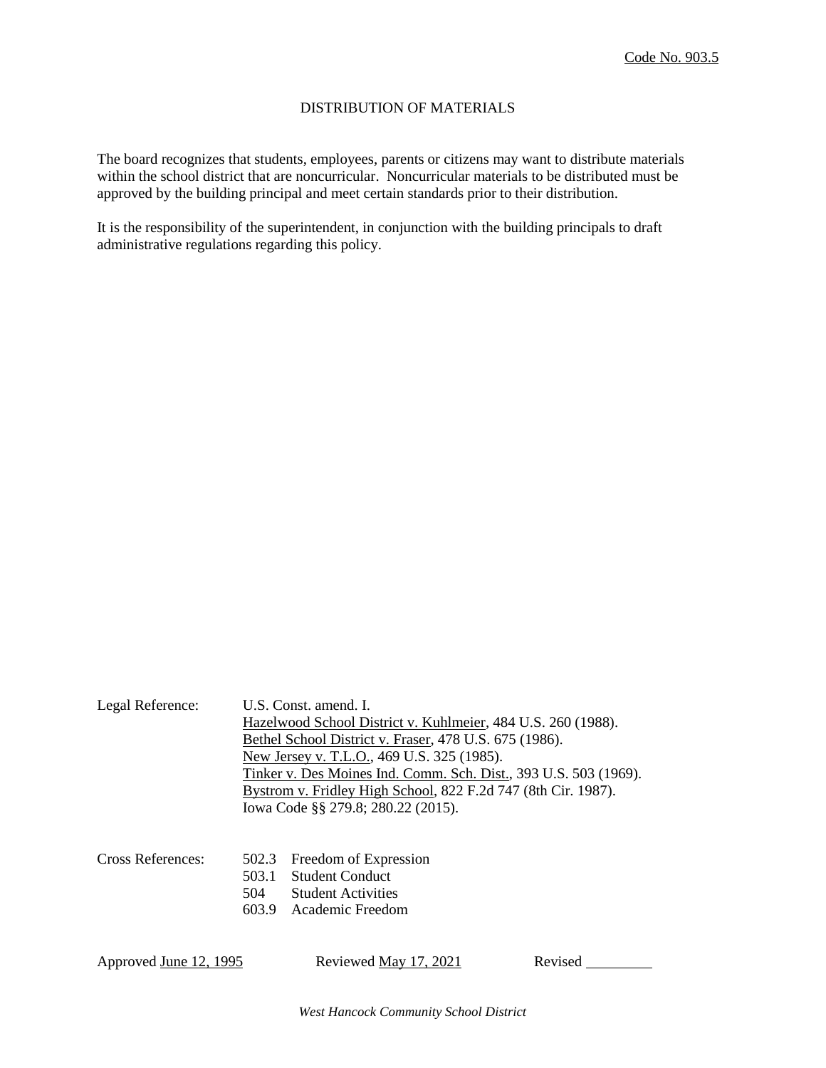Code No. 903.5

# DISTRIBUTION OF MATERIALS

The board recognizes that students, employees, parents or citizens may want to distribute materials within the school district that are noncurricular. Noncurricular materials to be distributed must be approved by the building principal and meet certain standards prior to their distribution.

It is the responsibility of the superintendent, in conjunction with the building principals to draft administrative regulations regarding this policy.

Legal Reference:
- U.S. Const. amend. I.
- Hazelwood School District v. Kuhlmeier, 484 U.S. 260 (1988).
- Bethel School District v. Fraser, 478 U.S. 675 (1986).
- New Jersey v. T.L.O., 469 U.S. 325 (1985).
- Tinker v. Des Moines Ind. Comm. Sch. Dist., 393 U.S. 503 (1969).
- Bystrom v. Fridley High School, 822 F.2d 747 (8th Cir. 1987).
- Iowa Code §§ 279.8; 280.22 (2015).

Cross References:
- 502.3 Freedom of Expression
- 503.1 Student Conduct
- 504 Student Activities
- 603.9 Academic Freedom

Approved June 12, 1995 Reviewed May 17, 2021 Revised ________

*West Hancock Community School District*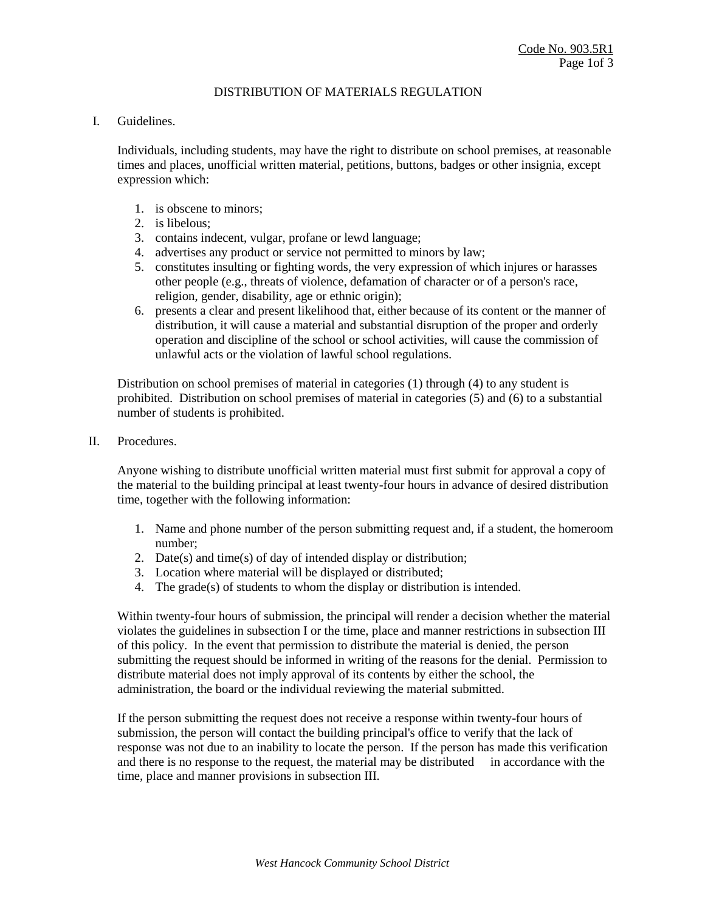# DISTRIBUTION OF MATERIALS REGULATION

I. Guidelines.

Individuals, including students, may have the right to distribute on school premises, at reasonable times and places, unofficial written material, petitions, buttons, badges or other insignia, except expression which:

1. is obscene to minors;
2. is libelous;
3. contains indecent, vulgar, profane or lewd language;
4. advertises any product or service not permitted to minors by law;
5. constitutes insulting or fighting words, the very expression of which injures or harasses other people (e.g., threats of violence, defamation of character or of a person's race, religion, gender, disability, age or ethnic origin);
6. presents a clear and present likelihood that, either because of its content or the manner of distribution, it will cause a material and substantial disruption of the proper and orderly operation and discipline of the school or school activities, will cause the commission of unlawful acts or the violation of lawful school regulations.

Distribution on school premises of material in categories (1) through (4) to any student is prohibited. Distribution on school premises of material in categories (5) and (6) to a substantial number of students is prohibited.

II. Procedures.

Anyone wishing to distribute unofficial written material must first submit for approval a copy of the material to the building principal at least twenty-four hours in advance of desired distribution time, together with the following information:

1. Name and phone number of the person submitting request and, if a student, the homeroom number;
2. Date(s) and time(s) of day of intended display or distribution;
3. Location where material will be displayed or distributed;
4. The grade(s) of students to whom the display or distribution is intended.

Within twenty-four hours of submission, the principal will render a decision whether the material violates the guidelines in subsection I or the time, place and manner restrictions in subsection III of this policy. In the event that permission to distribute the material is denied, the person submitting the request should be informed in writing of the reasons for the denial. Permission to distribute material does not imply approval of its contents by either the school, the administration, the board or the individual reviewing the material submitted.

If the person submitting the request does not receive a response within twenty-four hours of submission, the person will contact the building principal's office to verify that the lack of response was not due to an inability to locate the person. If the person has made this verification and there is no response to the request, the material may be distributed in accordance with the time, place and manner provisions in subsection III.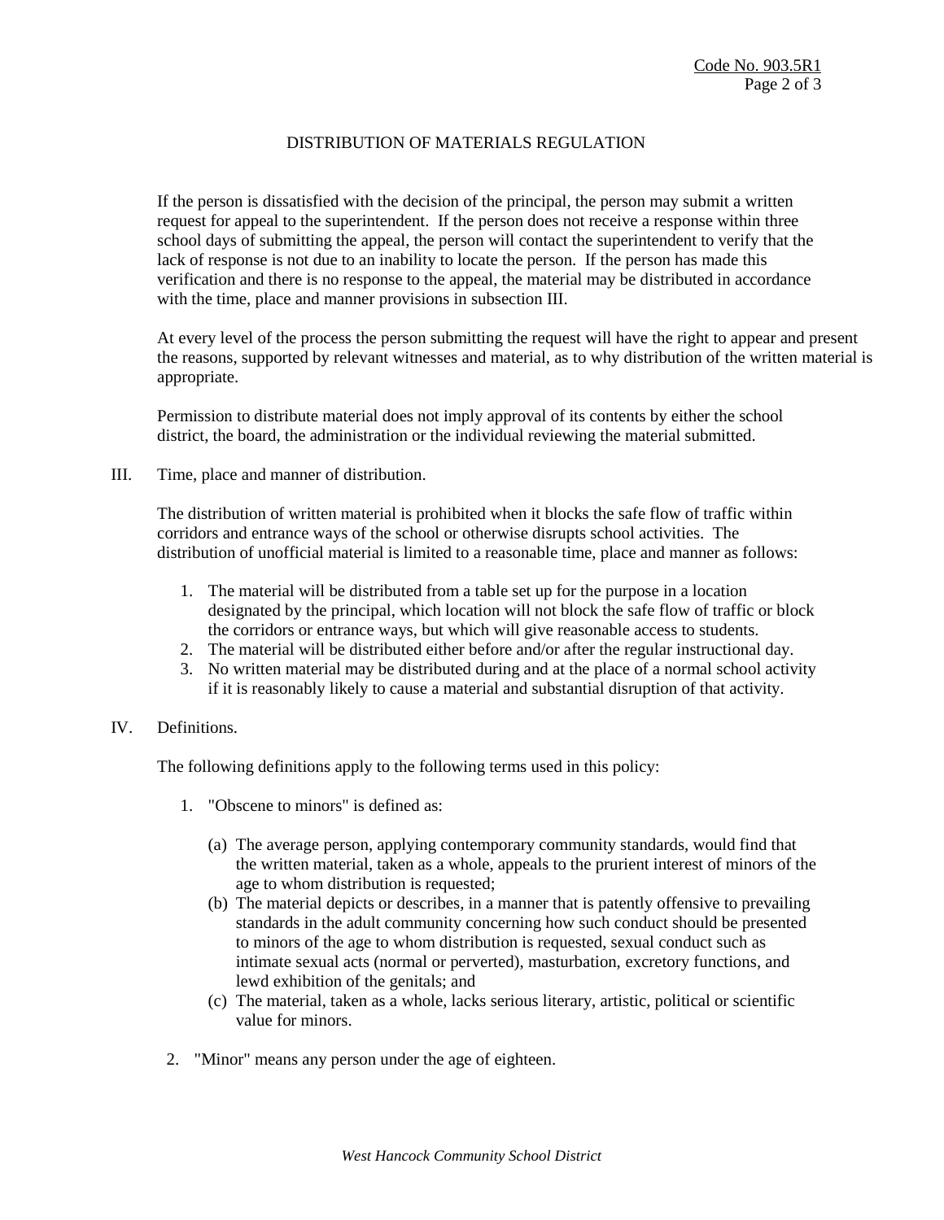## DISTRIBUTION OF MATERIALS REGULATION

If the person is dissatisfied with the decision of the principal, the person may submit a written request for appeal to the superintendent. If the person does not receive a response within three school days of submitting the appeal, the person will contact the superintendent to verify that the lack of response is not due to an inability to locate the person. If the person has made this verification and there is no response to the appeal, the material may be distributed in accordance with the time, place and manner provisions in subsection III.

At every level of the process the person submitting the request will have the right to appear and present the reasons, supported by relevant witnesses and material, as to why distribution of the written material is appropriate.

Permission to distribute material does not imply approval of its contents by either the school district, the board, the administration or the individual reviewing the material submitted.

III. Time, place and manner of distribution.

The distribution of written material is prohibited when it blocks the safe flow of traffic within corridors and entrance ways of the school or otherwise disrupts school activities. The distribution of unofficial material is limited to a reasonable time, place and manner as follows:

1. The material will be distributed from a table set up for the purpose in a location designated by the principal, which location will not block the safe flow of traffic or block the corridors or entrance ways, but which will give reasonable access to students.
2. The material will be distributed either before and/or after the regular instructional day.
3. No written material may be distributed during and at the place of a normal school activity if it is reasonably likely to cause a material and substantial disruption of that activity.

IV. Definitions.

The following definitions apply to the following terms used in this policy:

1. "Obscene to minors" is defined as:

   (a) The average person, applying contemporary community standards, would find that the written material, taken as a whole, appeals to the prurient interest of minors of the age to whom distribution is requested;
   (b) The material depicts or describes, in a manner that is patently offensive to prevailing standards in the adult community concerning how such conduct should be presented to minors of the age to whom distribution is requested, sexual conduct such as intimate sexual acts (normal or perverted), masturbation, excretory functions, and lewd exhibition of the genitals; and
   (c) The material, taken as a whole, lacks serious literary, artistic, political or scientific value for minors.

2. "Minor" means any person under the age of eighteen.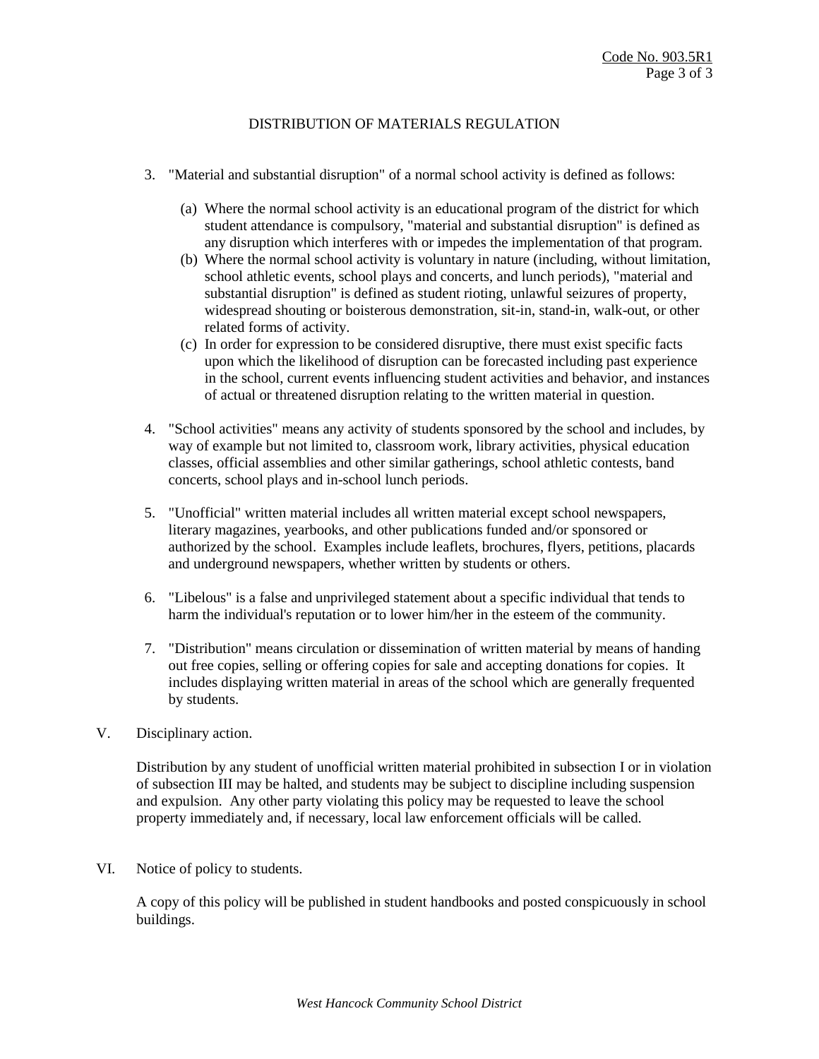## DISTRIBUTION OF MATERIALS REGULATION

3. "Material and substantial disruption" of a normal school activity is defined as follows:

   (a) Where the normal school activity is an educational program of the district for which student attendance is compulsory, "material and substantial disruption" is defined as any disruption which interferes with or impedes the implementation of that program.

   (b) Where the normal school activity is voluntary in nature (including, without limitation, school athletic events, school plays and concerts, and lunch periods), "material and substantial disruption" is defined as student rioting, unlawful seizures of property, widespread shouting or boisterous demonstration, sit-in, stand-in, walk-out, or other related forms of activity.

   (c) In order for expression to be considered disruptive, there must exist specific facts upon which the likelihood of disruption can be forecasted including past experience in the school, current events influencing student activities and behavior, and instances of actual or threatened disruption relating to the written material in question.

4. "School activities" means any activity of students sponsored by the school and includes, by way of example but not limited to, classroom work, library activities, physical education classes, official assemblies and other similar gatherings, school athletic contests, band concerts, school plays and in-school lunch periods.

5. "Unofficial" written material includes all written material except school newspapers, literary magazines, yearbooks, and other publications funded and/or sponsored or authorized by the school. Examples include leaflets, brochures, flyers, petitions, placards and underground newspapers, whether written by students or others.

6. "Libelous" is a false and unprivileged statement about a specific individual that tends to harm the individual's reputation or to lower him/her in the esteem of the community.

7. "Distribution" means circulation or dissemination of written material by means of handing out free copies, selling or offering copies for sale and accepting donations for copies. It includes displaying written material in areas of the school which are generally frequented by students.

V. Disciplinary action.

Distribution by any student of unofficial written material prohibited in subsection I or in violation of subsection III may be halted, and students may be subject to discipline including suspension and expulsion. Any other party violating this policy may be requested to leave the school property immediately and, if necessary, local law enforcement officials will be called.

VI. Notice of policy to students.

A copy of this policy will be published in student handbooks and posted conspicuously in school buildings.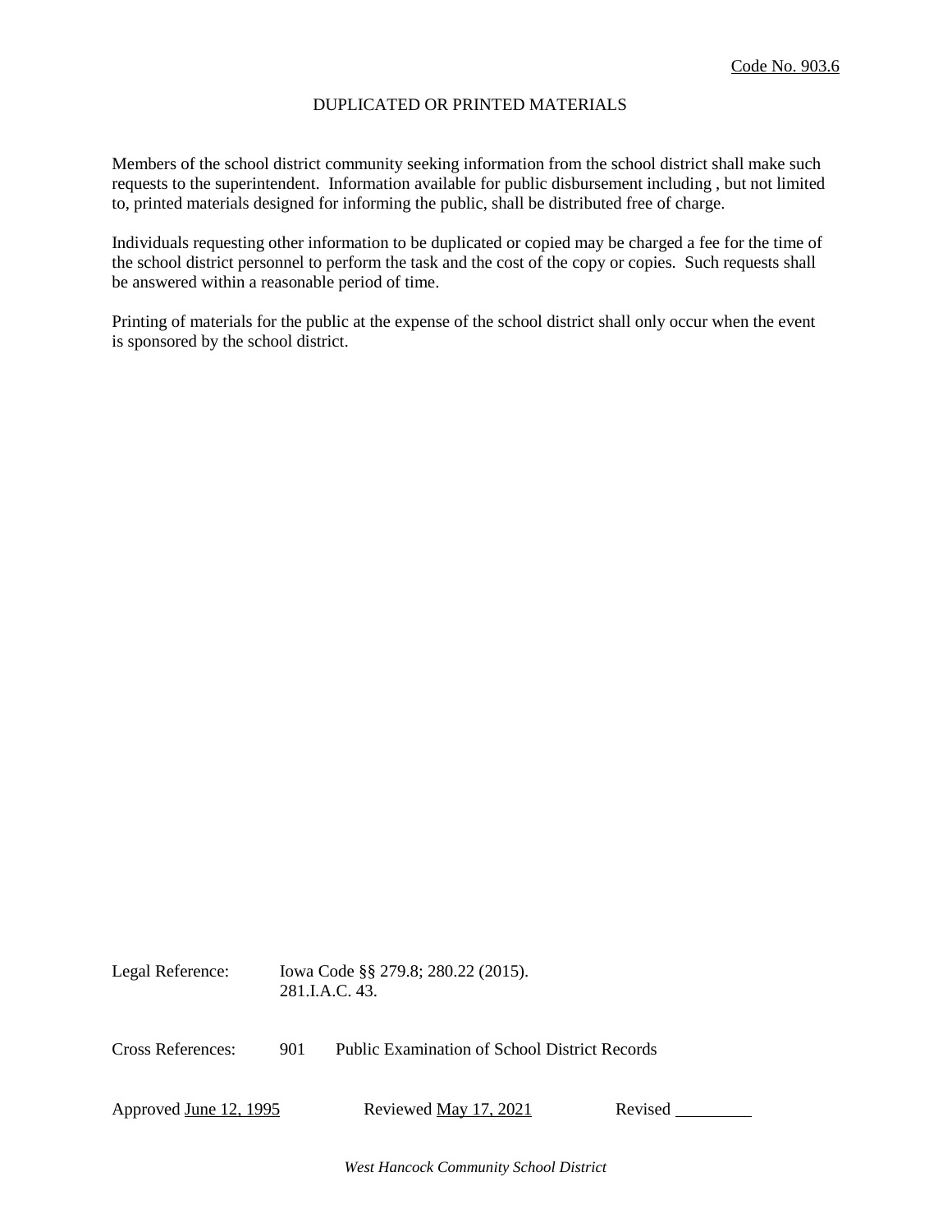Code No. 903.6

# DUPLICATED OR PRINTED MATERIALS

Members of the school district community seeking information from the school district shall make such requests to the superintendent. Information available for public disbursement including , but not limited to, printed materials designed for informing the public, shall be distributed free of charge.

Individuals requesting other information to be duplicated or copied may be charged a fee for the time of the school district personnel to perform the task and the cost of the copy or copies. Such requests shall be answered within a reasonable period of time.

Printing of materials for the public at the expense of the school district shall only occur when the event is sponsored by the school district.

Legal Reference: Iowa Code §§ 279.8; 280.22 (2015).
281.I.A.C. 43.

Cross References: 901 Public Examination of School District Records

Approved June 12, 1995 Reviewed May 17, 2021 Revised _________

*West Hancock Community School District*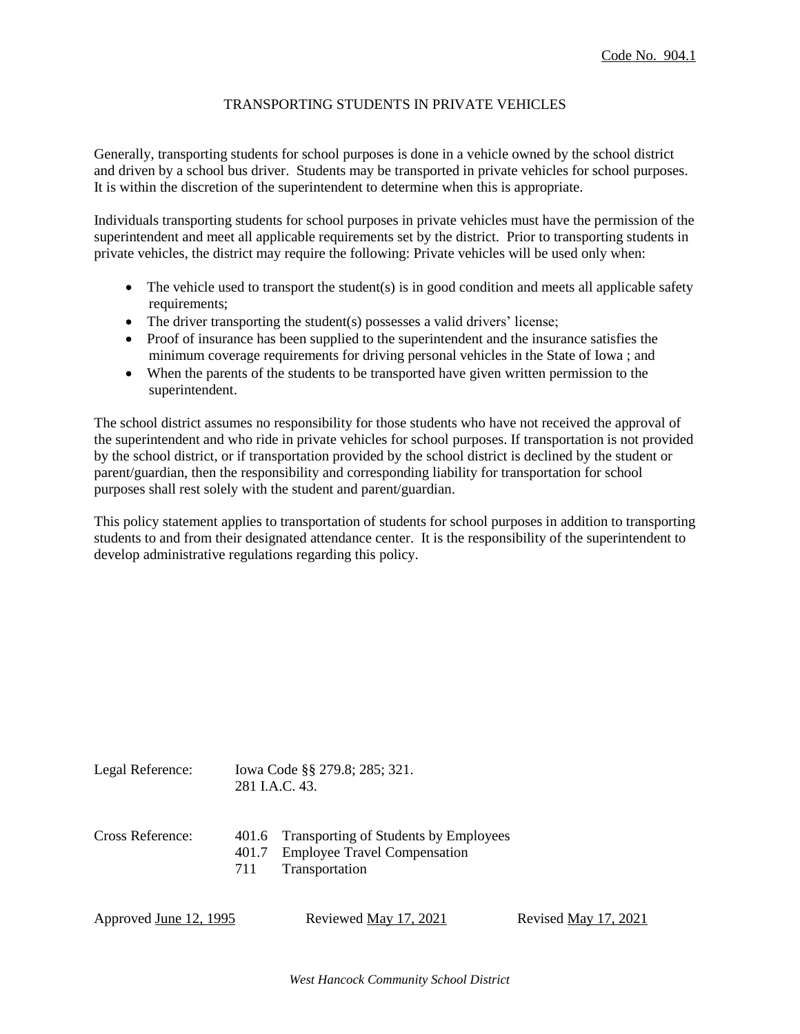Code No. 904.1

# TRANSPORTING STUDENTS IN PRIVATE VEHICLES

Generally, transporting students for school purposes is done in a vehicle owned by the school district and driven by a school bus driver. Students may be transported in private vehicles for school purposes. It is within the discretion of the superintendent to determine when this is appropriate.

Individuals transporting students for school purposes in private vehicles must have the permission of the superintendent and meet all applicable requirements set by the district. Prior to transporting students in private vehicles, the district may require the following: Private vehicles will be used only when:

- The vehicle used to transport the student(s) is in good condition and meets all applicable safety requirements;
- The driver transporting the student(s) possesses a valid drivers' license;
- Proof of insurance has been supplied to the superintendent and the insurance satisfies the minimum coverage requirements for driving personal vehicles in the State of Iowa ; and
- When the parents of the students to be transported have given written permission to the superintendent.

The school district assumes no responsibility for those students who have not received the approval of the superintendent and who ride in private vehicles for school purposes. If transportation is not provided by the school district, or if transportation provided by the school district is declined by the student or parent/guardian, then the responsibility and corresponding liability for transportation for school purposes shall rest solely with the student and parent/guardian.

This policy statement applies to transportation of students for school purposes in addition to transporting students to and from their designated attendance center. It is the responsibility of the superintendent to develop administrative regulations regarding this policy.

Legal Reference: Iowa Code §§ 279.8; 285; 321.
281 I.A.C. 43.

Cross Reference:
401.6 Transporting of Students by Employees
401.7 Employee Travel Compensation
711 Transportation

Approved June 12, 1995 Reviewed May 17, 2021 Revised May 17, 2021

*West Hancock Community School District*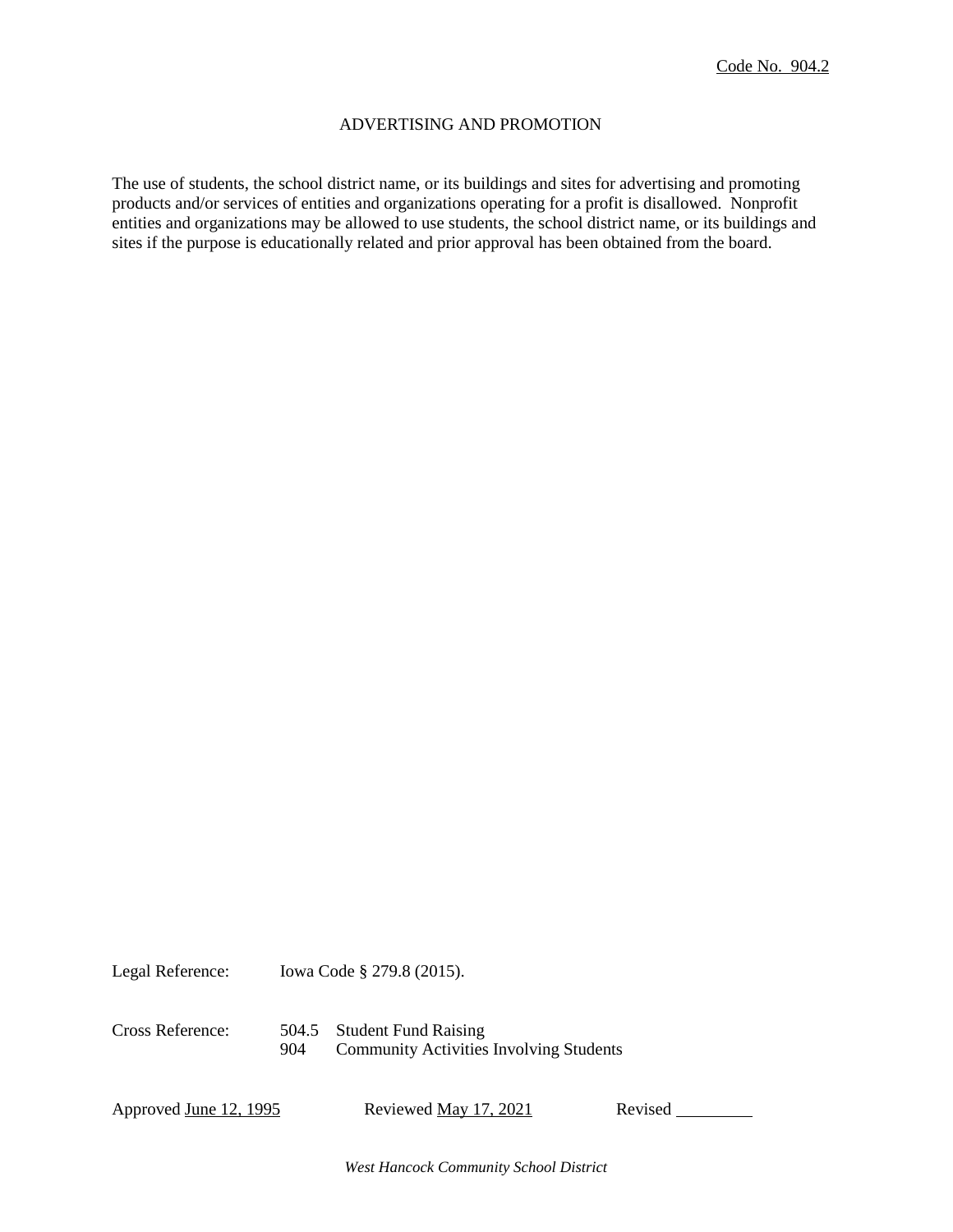Code No. 904.2

# ADVERTISING AND PROMOTION

The use of students, the school district name, or its buildings and sites for advertising and promoting products and/or services of entities and organizations operating for a profit is disallowed. Nonprofit entities and organizations may be allowed to use students, the school district name, or its buildings and sites if the purpose is educationally related and prior approval has been obtained from the board.

Legal Reference: Iowa Code § 279.8 (2015).

Cross Reference:
504.5 Student Fund Raising
904 Community Activities Involving Students

Approved June 12, 1995 Reviewed May 17, 2021 Revised ________

*West Hancock Community School District*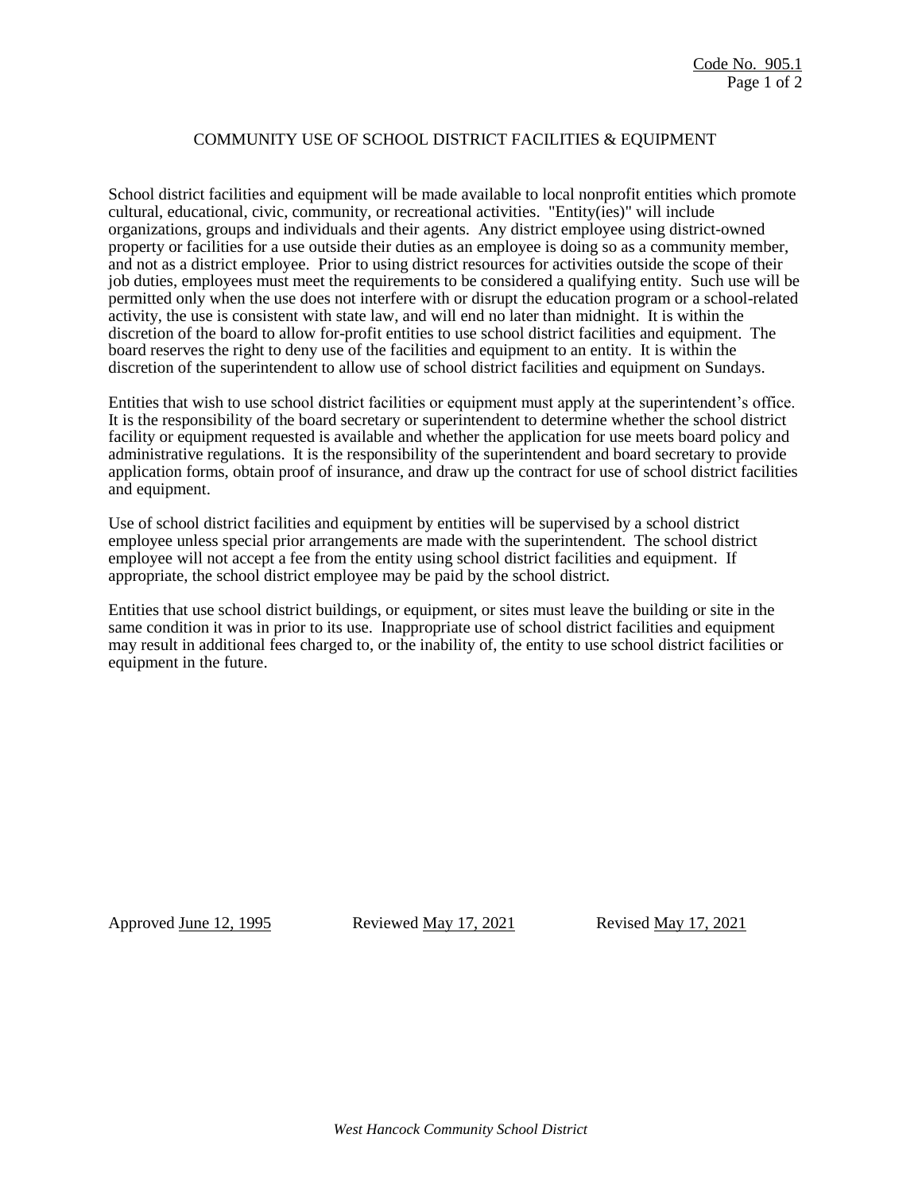Code No. 905.1

# COMMUNITY USE OF SCHOOL DISTRICT FACILITIES & EQUIPMENT

School district facilities and equipment will be made available to local nonprofit entities which promote cultural, educational, civic, community, or recreational activities. "Entity(ies)" will include organizations, groups and individuals and their agents. Any district employee using district-owned property or facilities for a use outside their duties as an employee is doing so as a community member, and not as a district employee. Prior to using district resources for activities outside the scope of their job duties, employees must meet the requirements to be considered a qualifying entity. Such use will be permitted only when the use does not interfere with or disrupt the education program or a school-related activity, the use is consistent with state law, and will end no later than midnight. It is within the discretion of the board to allow for-profit entities to use school district facilities and equipment. The board reserves the right to deny use of the facilities and equipment to an entity. It is within the discretion of the superintendent to allow use of school district facilities and equipment on Sundays.

Entities that wish to use school district facilities or equipment must apply at the superintendent's office. It is the responsibility of the board secretary or superintendent to determine whether the school district facility or equipment requested is available and whether the application for use meets board policy and administrative regulations. It is the responsibility of the superintendent and board secretary to provide application forms, obtain proof of insurance, and draw up the contract for use of school district facilities and equipment.

Use of school district facilities and equipment by entities will be supervised by a school district employee unless special prior arrangements are made with the superintendent. The school district employee will not accept a fee from the entity using school district facilities and equipment. If appropriate, the school district employee may be paid by the school district.

Entities that use school district buildings, or equipment, or sites must leave the building or site in the same condition it was in prior to its use. Inappropriate use of school district facilities and equipment may result in additional fees charged to, or the inability of, the entity to use school district facilities or equipment in the future.

Approved June 12, 1995 Reviewed May 17, 2021 Revised May 17, 2021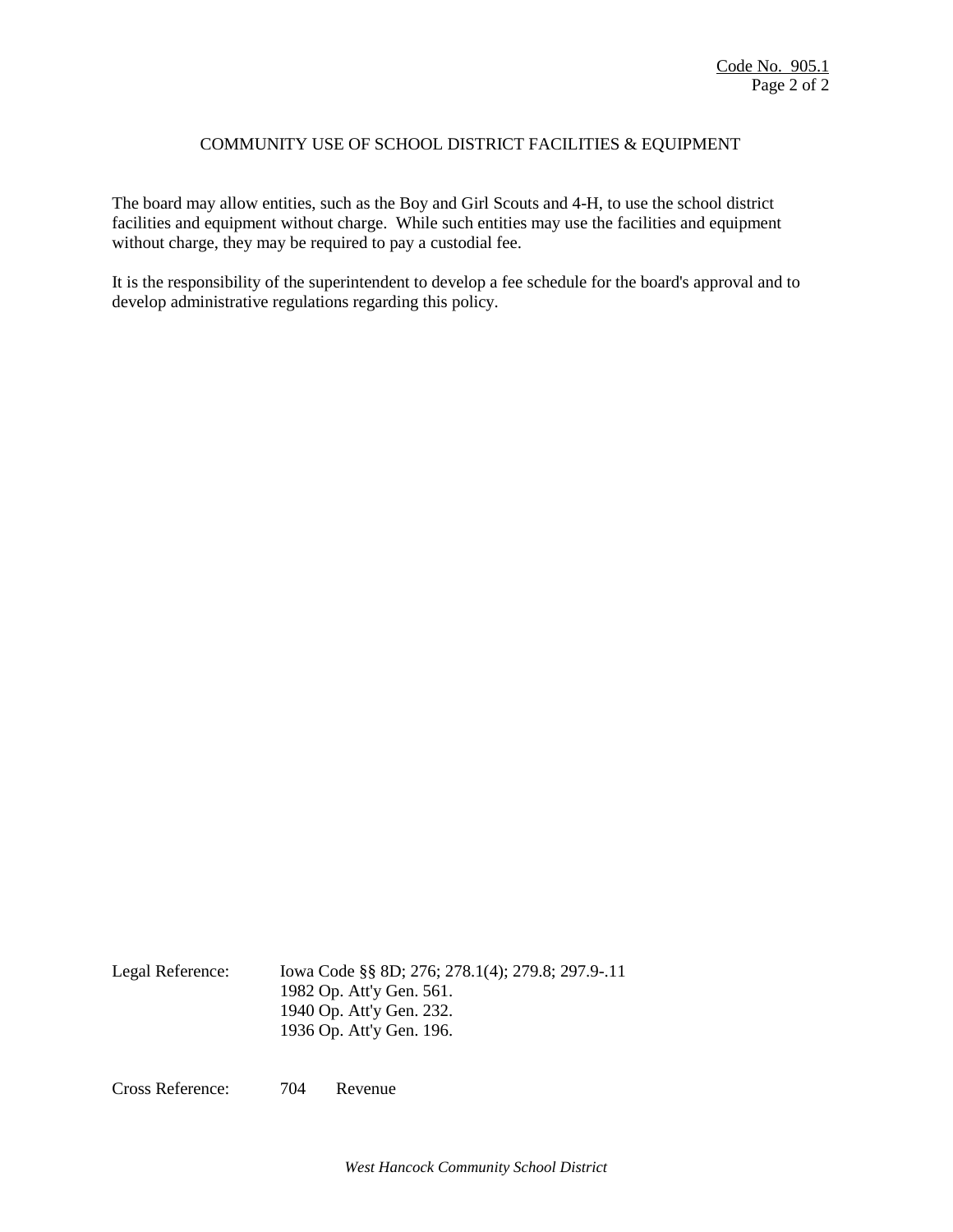## COMMUNITY USE OF SCHOOL DISTRICT FACILITIES & EQUIPMENT

The board may allow entities, such as the Boy and Girl Scouts and 4-H, to use the school district facilities and equipment without charge. While such entities may use the facilities and equipment without charge, they may be required to pay a custodial fee.

It is the responsibility of the superintendent to develop a fee schedule for the board's approval and to develop administrative regulations regarding this policy.

Legal Reference: Iowa Code §§ 8D; 276; 278.1(4); 279.8; 297.9-.11
1982 Op. Att'y Gen. 561.
1940 Op. Att'y Gen. 232.
1936 Op. Att'y Gen. 196.

Cross Reference: 704 Revenue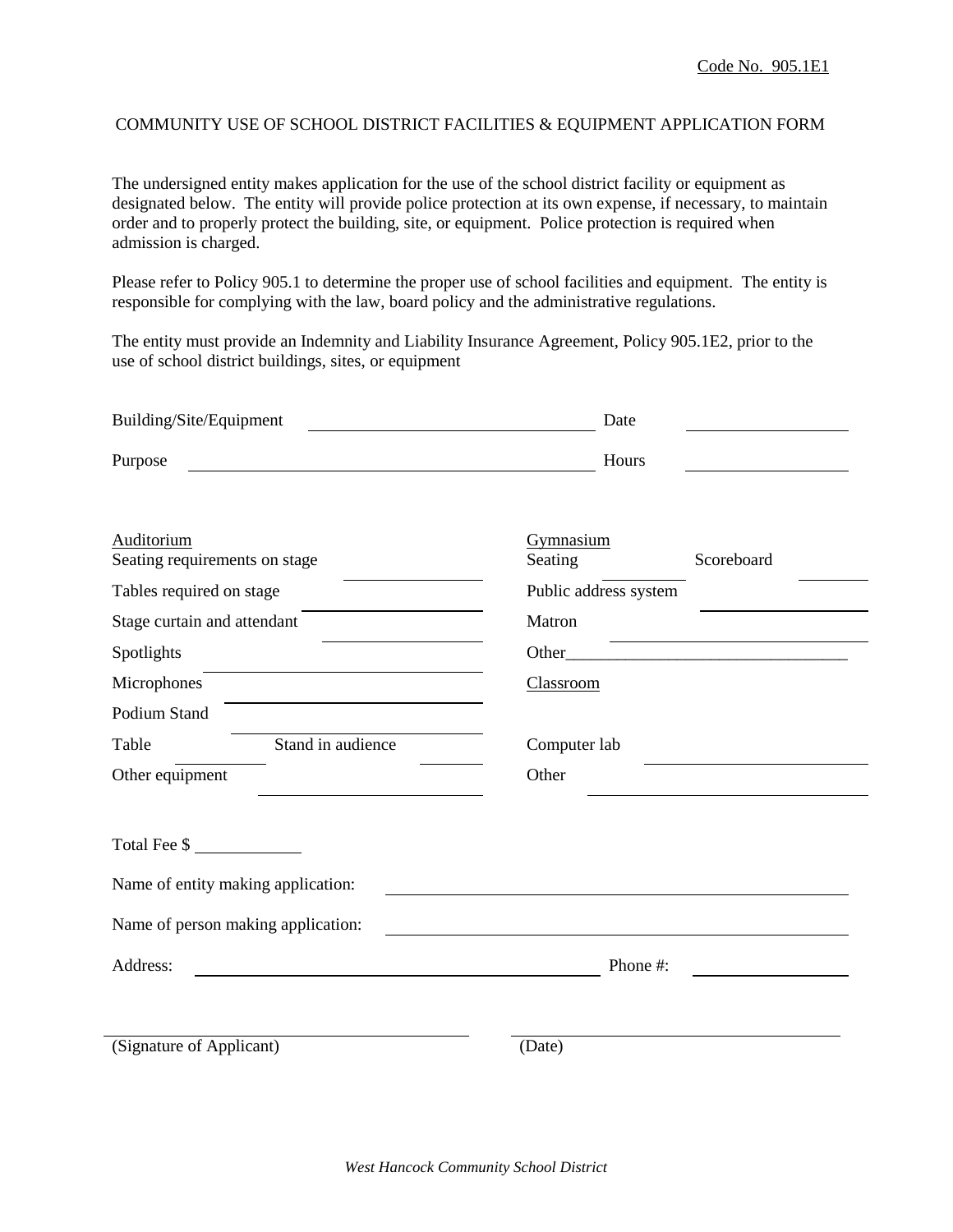Code No. 905.1E1

# COMMUNITY USE OF SCHOOL DISTRICT FACILITIES & EQUIPMENT APPLICATION FORM

The undersigned entity makes application for the use of the school district facility or equipment as designated below. The entity will provide police protection at its own expense, if necessary, to maintain order and to properly protect the building, site, or equipment. Police protection is required when admission is charged.

Please refer to Policy 905.1 to determine the proper use of school facilities and equipment. The entity is responsible for complying with the law, board policy and the administrative regulations.

The entity must provide an Indemnity and Liability Insurance Agreement, Policy 905.1E2, prior to the use of school district buildings, sites, or equipment

Building/Site/Equipment ______________________________ Date ________________

Purpose ________________________________________ Hours ________________

Auditorium
Seating requirements on stage ______________
Tables required on stage ______________
Stage curtain and attendant ______________
Spotlights ______________
Microphones ______________
Podium Stand ______________
Table __________ Stand in audience __________
Other equipment ______________

Gymnasium
Seating __________ Scoreboard __________
Public address system ______________
Matron ______________
Other_________________________________

Classroom

Computer lab ______________
Other ______________

Total Fee $ ____________

Name of entity making application: ________________________________________

Name of person making application: ________________________________________

Address: ________________________________________ Phone #: ________________

________________________________ ________________________________
(Signature of Applicant) (Date)

*West Hancock Community School District*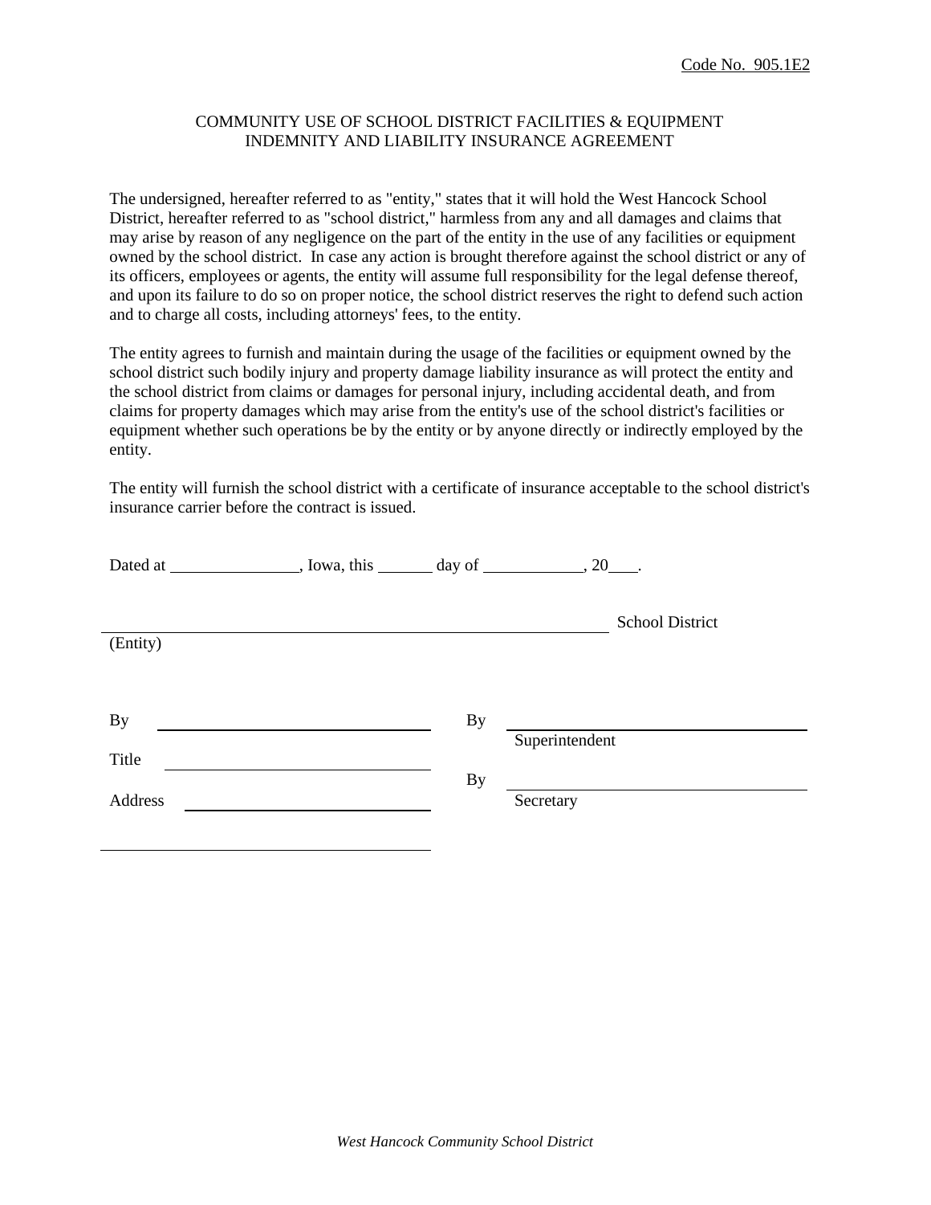Code No. 905.1E2

## COMMUNITY USE OF SCHOOL DISTRICT FACILITIES & EQUIPMENT INDEMNITY AND LIABILITY INSURANCE AGREEMENT

The undersigned, hereafter referred to as "entity," states that it will hold the West Hancock School District, hereafter referred to as "school district," harmless from any and all damages and claims that may arise by reason of any negligence on the part of the entity in the use of any facilities or equipment owned by the school district. In case any action is brought therefore against the school district or any of its officers, employees or agents, the entity will assume full responsibility for the legal defense thereof, and upon its failure to do so on proper notice, the school district reserves the right to defend such action and to charge all costs, including attorneys' fees, to the entity.

The entity agrees to furnish and maintain during the usage of the facilities or equipment owned by the school district such bodily injury and property damage liability insurance as will protect the entity and the school district from claims or damages for personal injury, including accidental death, and from claims for property damages which may arise from the entity's use of the school district's facilities or equipment whether such operations be by the entity or by anyone directly or indirectly employed by the entity.

The entity will furnish the school district with a certificate of insurance acceptable to the school district's insurance carrier before the contract is issued.

Dated at _______________, Iowa, this ______ day of ____________, 20___.

_______________________________________________ School District

(Entity)

By ______________________________ By ______________________________
Superintendent

Title ______________________________

By ______________________________
Secretary

Address ______________________________

______________________________________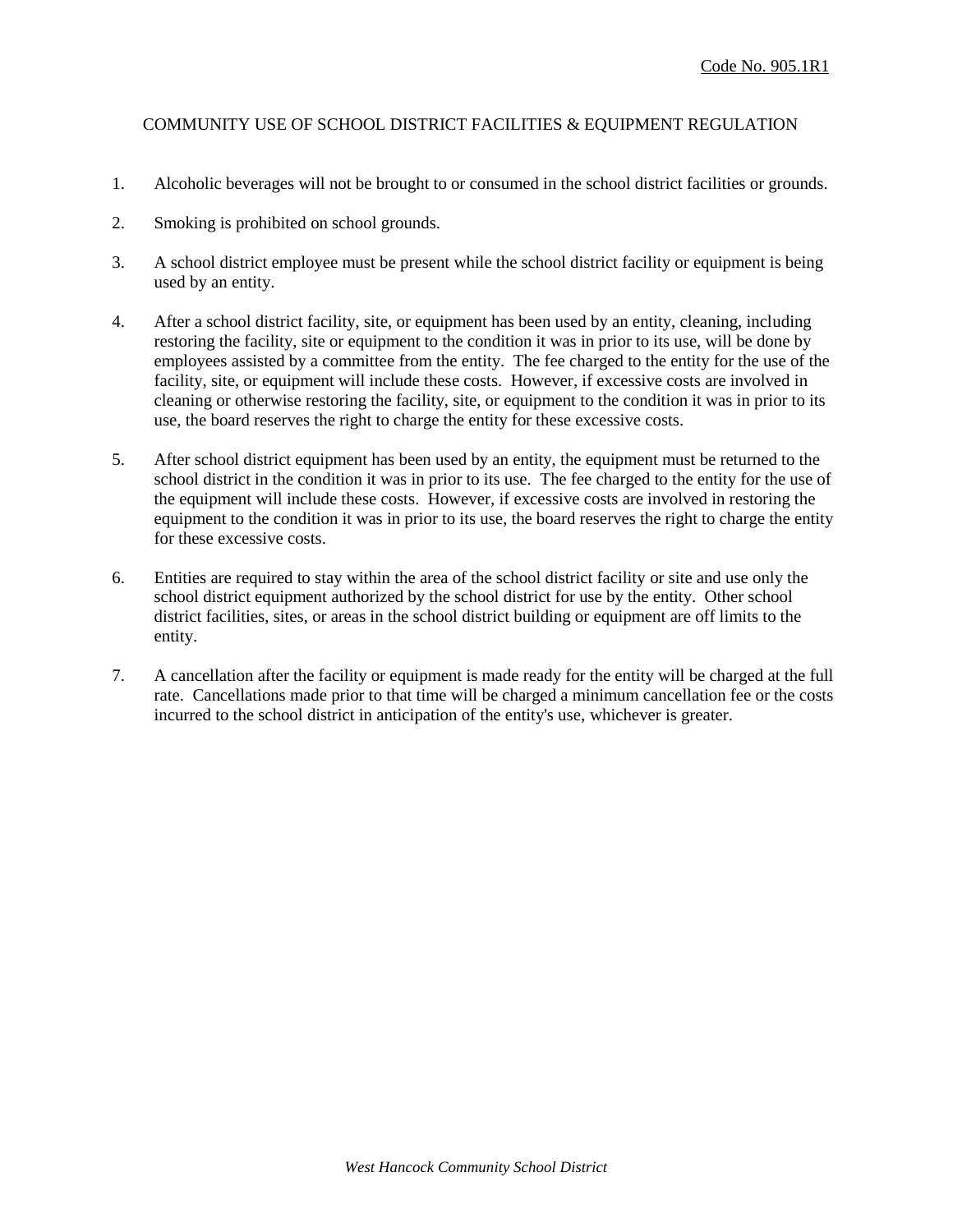Code No. 905.1R1

# COMMUNITY USE OF SCHOOL DISTRICT FACILITIES & EQUIPMENT REGULATION

1. Alcoholic beverages will not be brought to or consumed in the school district facilities or grounds.

2. Smoking is prohibited on school grounds.

3. A school district employee must be present while the school district facility or equipment is being used by an entity.

4. After a school district facility, site, or equipment has been used by an entity, cleaning, including restoring the facility, site or equipment to the condition it was in prior to its use, will be done by employees assisted by a committee from the entity. The fee charged to the entity for the use of the facility, site, or equipment will include these costs. However, if excessive costs are involved in cleaning or otherwise restoring the facility, site, or equipment to the condition it was in prior to its use, the board reserves the right to charge the entity for these excessive costs.

5. After school district equipment has been used by an entity, the equipment must be returned to the school district in the condition it was in prior to its use. The fee charged to the entity for the use of the equipment will include these costs. However, if excessive costs are involved in restoring the equipment to the condition it was in prior to its use, the board reserves the right to charge the entity for these excessive costs.

6. Entities are required to stay within the area of the school district facility or site and use only the school district equipment authorized by the school district for use by the entity. Other school district facilities, sites, or areas in the school district building or equipment are off limits to the entity.

7. A cancellation after the facility or equipment is made ready for the entity will be charged at the full rate. Cancellations made prior to that time will be charged a minimum cancellation fee or the costs incurred to the school district in anticipation of the entity's use, whichever is greater.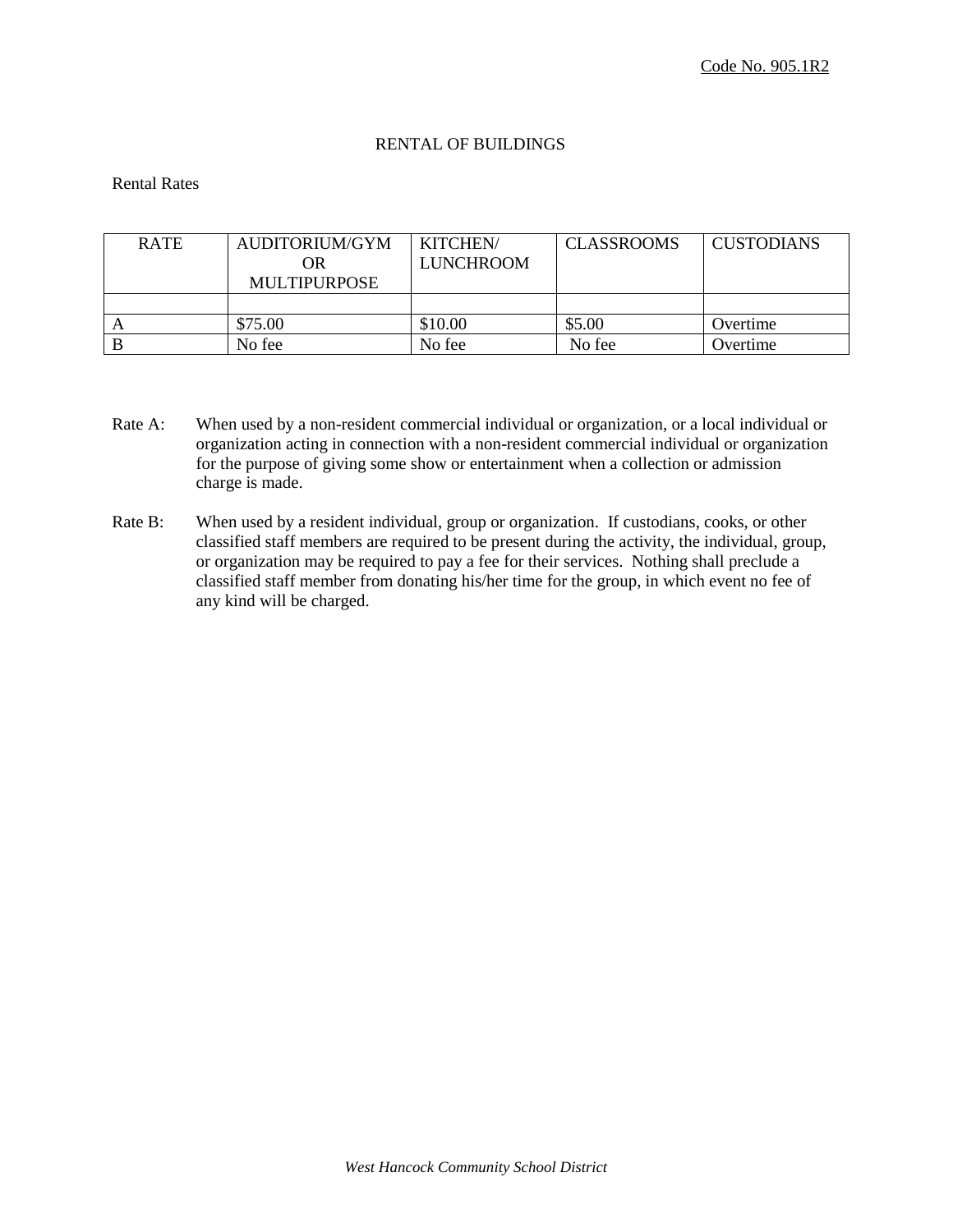Code No. 905.1R2

# RENTAL OF BUILDINGS

Rental Rates

| RATE | AUDITORIUM/GYM OR MULTIPURPOSE | KITCHEN/ LUNCHROOM | CLASSROOMS | CUSTODIANS |
|---|---|---|---|---|
| | | | | |
| A | $75.00 | $10.00 | $5.00 | Overtime |
| B | No fee | No fee | No fee | Overtime |

Rate A: When used by a non-resident commercial individual or organization, or a local individual or organization acting in connection with a non-resident commercial individual or organization for the purpose of giving some show or entertainment when a collection or admission charge is made.

Rate B: When used by a resident individual, group or organization. If custodians, cooks, or other classified staff members are required to be present during the activity, the individual, group, or organization may be required to pay a fee for their services. Nothing shall preclude a classified staff member from donating his/her time for the group, in which event no fee of any kind will be charged.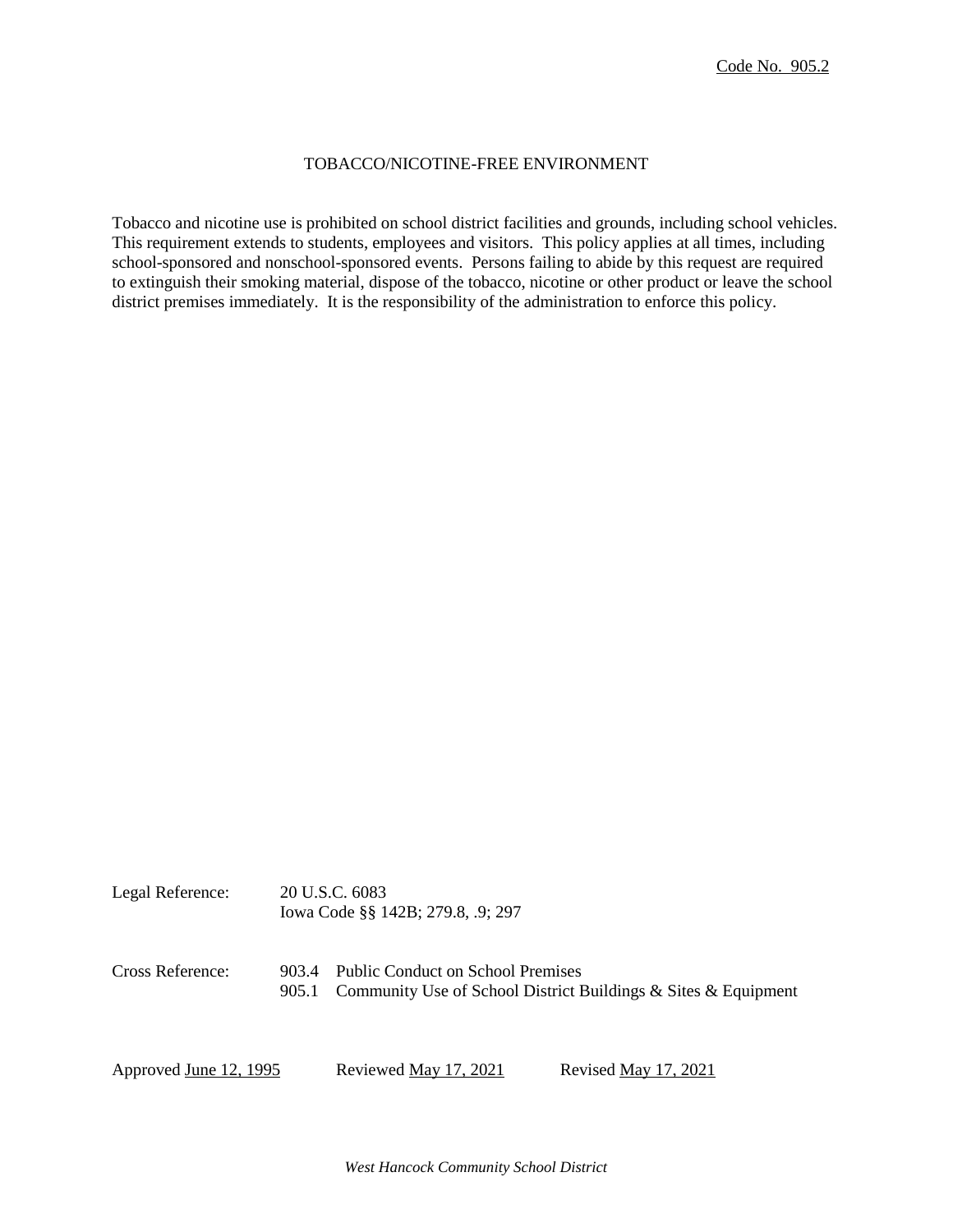Code No. 905.2

# TOBACCO/NICOTINE-FREE ENVIRONMENT

Tobacco and nicotine use is prohibited on school district facilities and grounds, including school vehicles. This requirement extends to students, employees and visitors. This policy applies at all times, including school-sponsored and nonschool-sponsored events. Persons failing to abide by this request are required to extinguish their smoking material, dispose of the tobacco, nicotine or other product or leave the school district premises immediately. It is the responsibility of the administration to enforce this policy.

Legal Reference: 20 U.S.C. 6083
Iowa Code §§ 142B; 279.8, .9; 297

Cross Reference: 903.4 Public Conduct on School Premises
905.1 Community Use of School District Buildings & Sites & Equipment

Approved June 12, 1995 Reviewed May 17, 2021 Revised May 17, 2021

*West Hancock Community School District*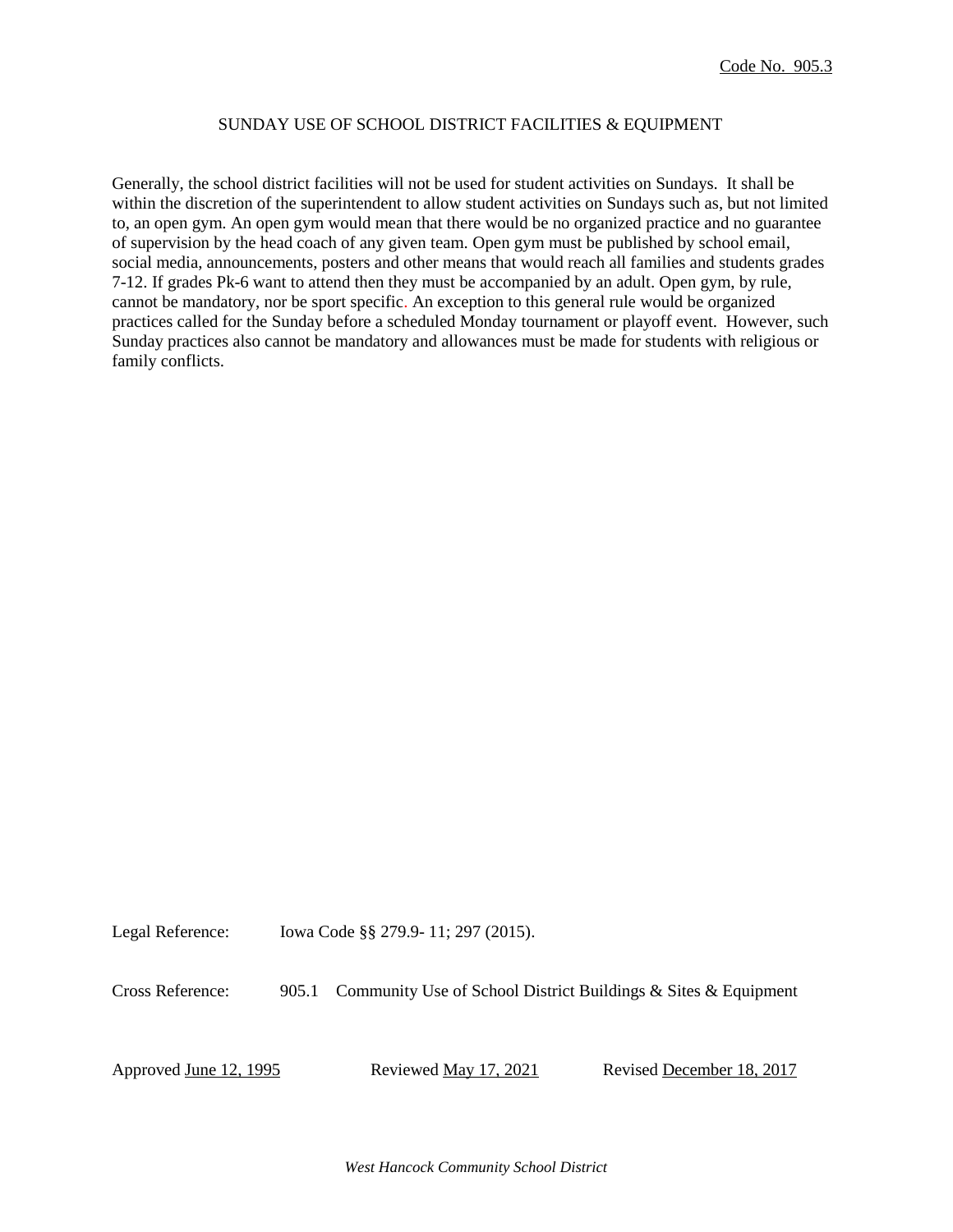Code No. 905.3

# SUNDAY USE OF SCHOOL DISTRICT FACILITIES & EQUIPMENT

Generally, the school district facilities will not be used for student activities on Sundays. It shall be within the discretion of the superintendent to allow student activities on Sundays such as, but not limited to, an open gym. An open gym would mean that there would be no organized practice and no guarantee of supervision by the head coach of any given team. Open gym must be published by school email, social media, announcements, posters and other means that would reach all families and students grades 7-12. If grades Pk-6 want to attend then they must be accompanied by an adult. Open gym, by rule, cannot be mandatory, nor be sport specific. An exception to this general rule would be organized practices called for the Sunday before a scheduled Monday tournament or playoff event. However, such Sunday practices also cannot be mandatory and allowances must be made for students with religious or family conflicts.

Legal Reference: Iowa Code §§ 279.9- 11; 297 (2015).

Cross Reference: 905.1 Community Use of School District Buildings & Sites & Equipment

Approved June 12, 1995 Reviewed May 17, 2021 Revised December 18, 2017

*West Hancock Community School District*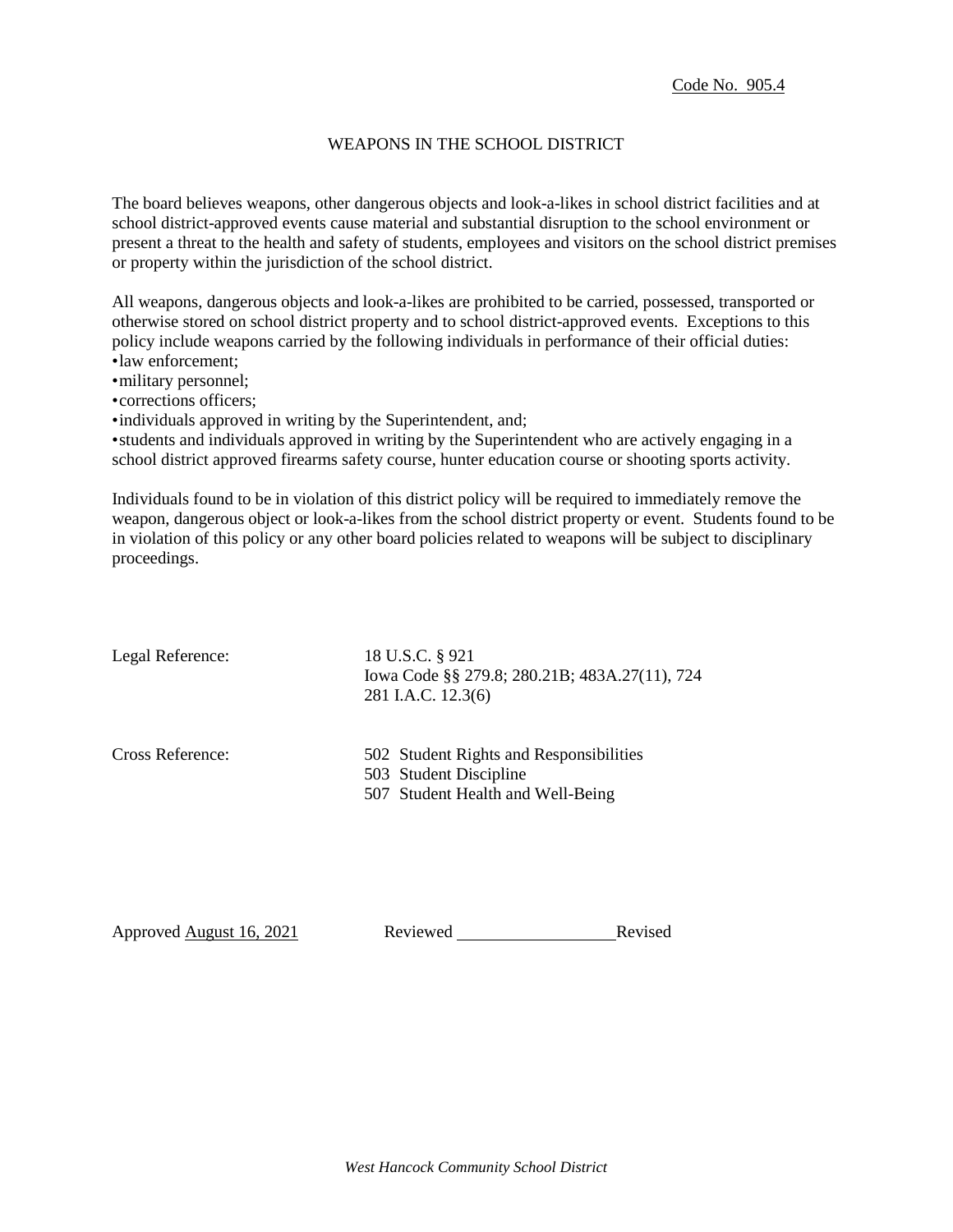Code No. 905.4

# WEAPONS IN THE SCHOOL DISTRICT

The board believes weapons, other dangerous objects and look-a-likes in school district facilities and at school district-approved events cause material and substantial disruption to the school environment or present a threat to the health and safety of students, employees and visitors on the school district premises or property within the jurisdiction of the school district.

All weapons, dangerous objects and look-a-likes are prohibited to be carried, possessed, transported or otherwise stored on school district property and to school district-approved events. Exceptions to this policy include weapons carried by the following individuals in performance of their official duties:

- law enforcement;
- military personnel;
- corrections officers;
- individuals approved in writing by the Superintendent, and;
- students and individuals approved in writing by the Superintendent who are actively engaging in a school district approved firearms safety course, hunter education course or shooting sports activity.

Individuals found to be in violation of this district policy will be required to immediately remove the weapon, dangerous object or look-a-likes from the school district property or event. Students found to be in violation of this policy or any other board policies related to weapons will be subject to disciplinary proceedings.

Legal Reference: 18 U.S.C. § 921
Iowa Code §§ 279.8; 280.21B; 483A.27(11), 724
281 I.A.C. 12.3(6)

Cross Reference: 502 Student Rights and Responsibilities
503 Student Discipline
507 Student Health and Well-Being

Approved August 16, 2021 Reviewed ____________ Revised

*West Hancock Community School District*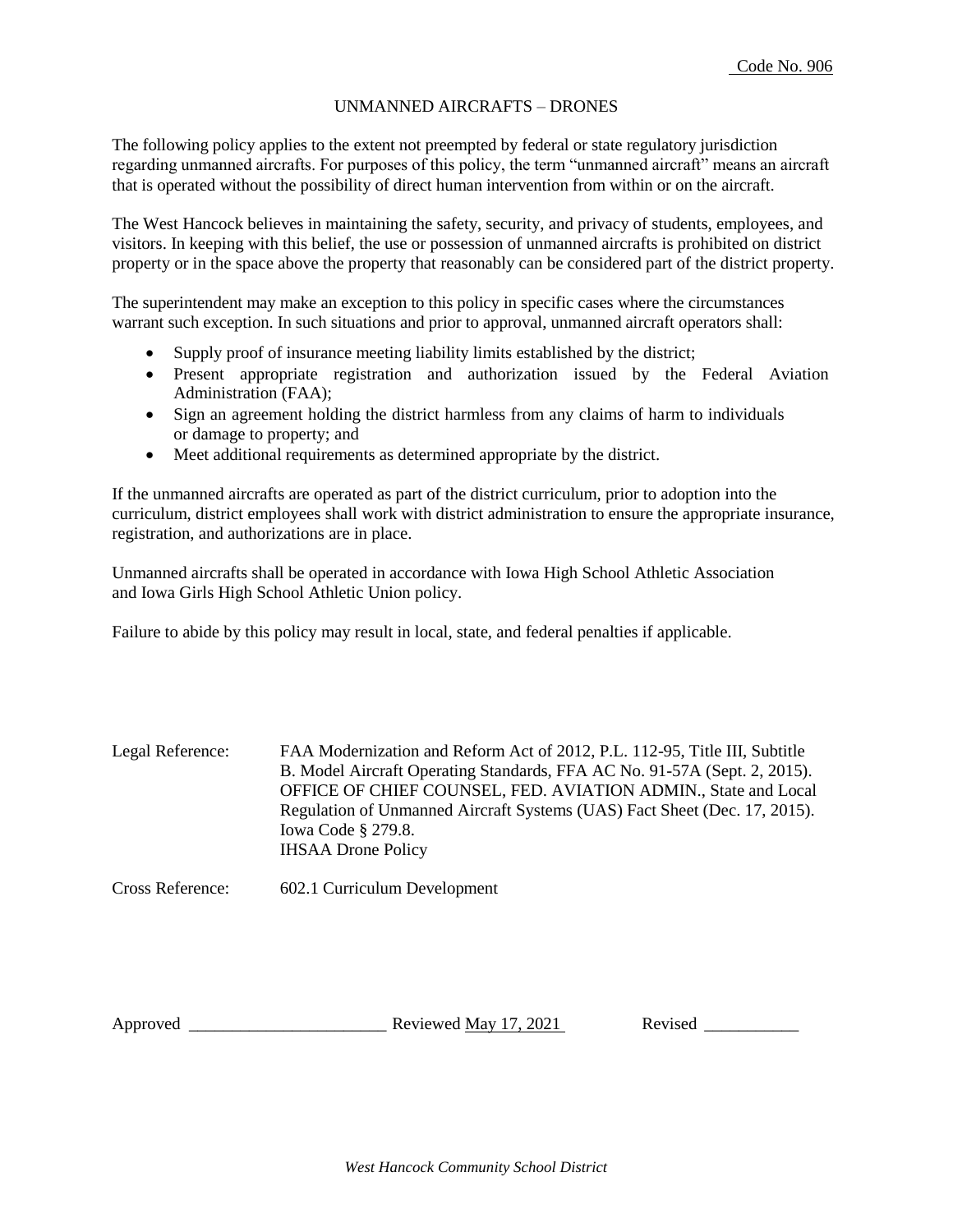Code No. 906

# UNMANNED AIRCRAFTS – DRONES

The following policy applies to the extent not preempted by federal or state regulatory jurisdiction regarding unmanned aircrafts. For purposes of this policy, the term "unmanned aircraft" means an aircraft that is operated without the possibility of direct human intervention from within or on the aircraft.

The West Hancock believes in maintaining the safety, security, and privacy of students, employees, and visitors. In keeping with this belief, the use or possession of unmanned aircrafts is prohibited on district property or in the space above the property that reasonably can be considered part of the district property.

The superintendent may make an exception to this policy in specific cases where the circumstances warrant such exception. In such situations and prior to approval, unmanned aircraft operators shall:

- Supply proof of insurance meeting liability limits established by the district;
- Present appropriate registration and authorization issued by the Federal Aviation Administration (FAA);
- Sign an agreement holding the district harmless from any claims of harm to individuals or damage to property; and
- Meet additional requirements as determined appropriate by the district.

If the unmanned aircrafts are operated as part of the district curriculum, prior to adoption into the curriculum, district employees shall work with district administration to ensure the appropriate insurance, registration, and authorizations are in place.

Unmanned aircrafts shall be operated in accordance with Iowa High School Athletic Association and Iowa Girls High School Athletic Union policy.

Failure to abide by this policy may result in local, state, and federal penalties if applicable.

Legal Reference: FAA Modernization and Reform Act of 2012, P.L. 112-95, Title III, Subtitle B. Model Aircraft Operating Standards, FFA AC No. 91-57A (Sept. 2, 2015). OFFICE OF CHIEF COUNSEL, FED. AVIATION ADMIN., State and Local Regulation of Unmanned Aircraft Systems (UAS) Fact Sheet (Dec. 17, 2015). Iowa Code § 279.8. IHSAA Drone Policy

Cross Reference: 602.1 Curriculum Development

Approved ______________________ Reviewed May 17, 2021 Revised ___________

*West Hancock Community School District*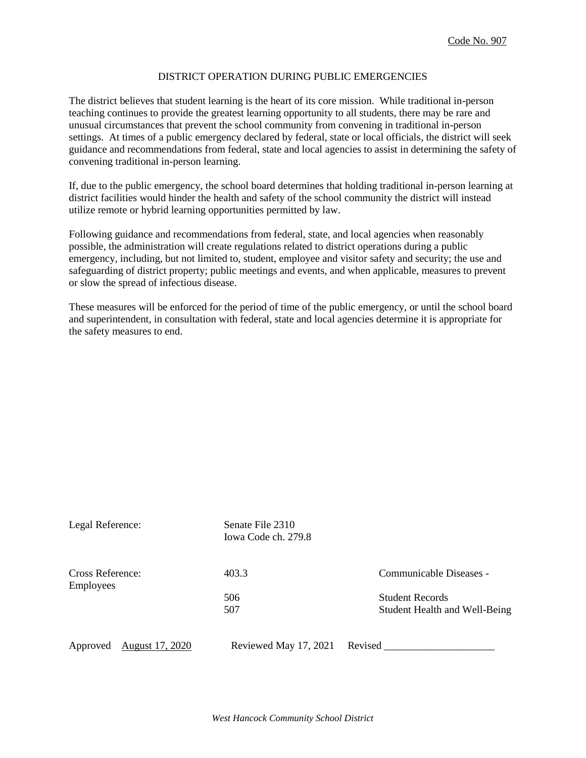Code No. 907

# DISTRICT OPERATION DURING PUBLIC EMERGENCIES

The district believes that student learning is the heart of its core mission. While traditional in-person teaching continues to provide the greatest learning opportunity to all students, there may be rare and unusual circumstances that prevent the school community from convening in traditional in-person settings. At times of a public emergency declared by federal, state or local officials, the district will seek guidance and recommendations from federal, state and local agencies to assist in determining the safety of convening traditional in-person learning.

If, due to the public emergency, the school board determines that holding traditional in-person learning at district facilities would hinder the health and safety of the school community the district will instead utilize remote or hybrid learning opportunities permitted by law.

Following guidance and recommendations from federal, state, and local agencies when reasonably possible, the administration will create regulations related to district operations during a public emergency, including, but not limited to, student, employee and visitor safety and security; the use and safeguarding of district property; public meetings and events, and when applicable, measures to prevent or slow the spread of infectious disease.

These measures will be enforced for the period of time of the public emergency, or until the school board and superintendent, in consultation with federal, state and local agencies determine it is appropriate for the safety measures to end.

Legal Reference: Senate File 2310
Iowa Code ch. 279.8

| Cross Reference: | | |
|---|---|---|
| | 403.3 | Communicable Diseases - Employees |
| | 506 | Student Records |
| | 507 | Student Health and Well-Being |

Approved August 17, 2020 Reviewed May 17, 2021 Revised ____________________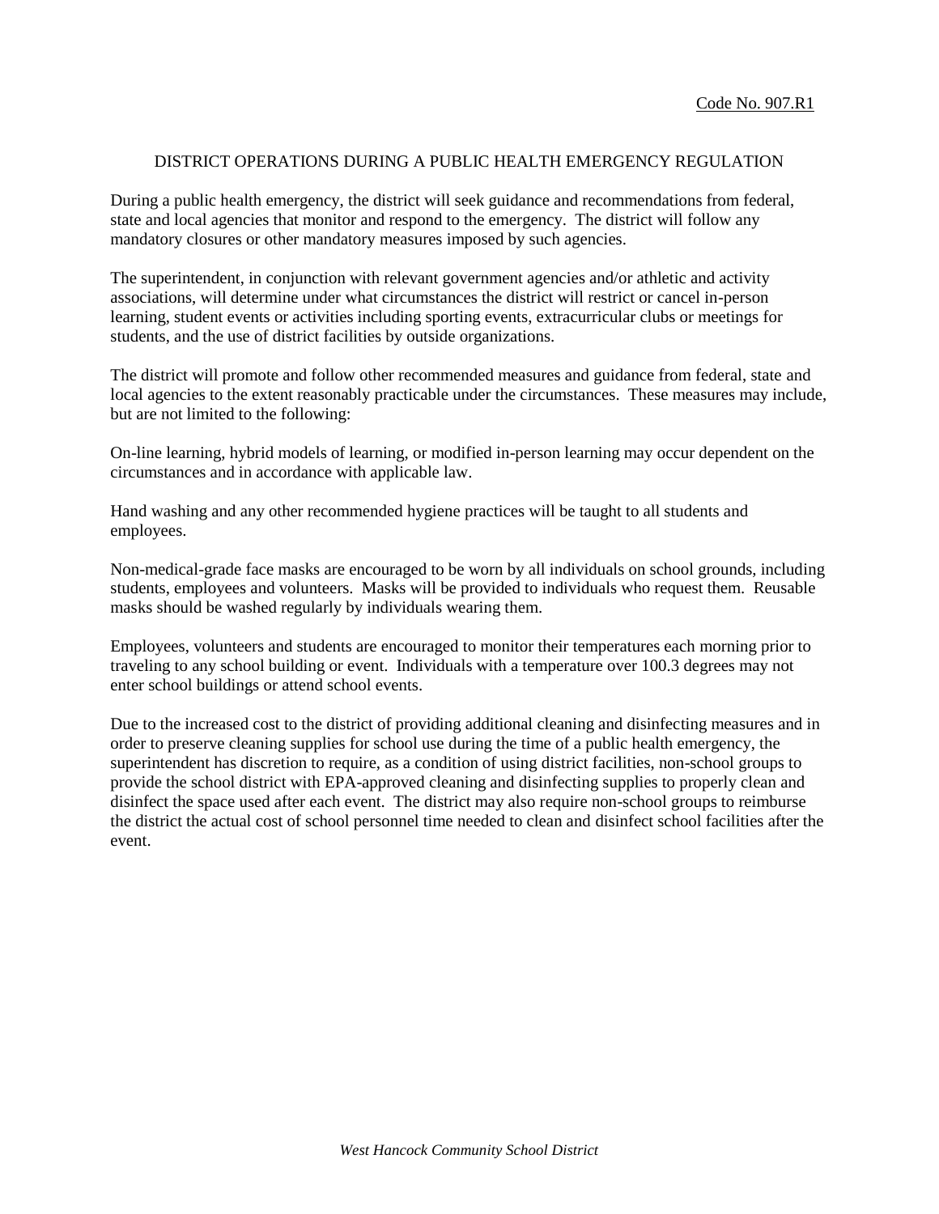Code No. 907.R1

## DISTRICT OPERATIONS DURING A PUBLIC HEALTH EMERGENCY REGULATION

During a public health emergency, the district will seek guidance and recommendations from federal, state and local agencies that monitor and respond to the emergency. The district will follow any mandatory closures or other mandatory measures imposed by such agencies.

The superintendent, in conjunction with relevant government agencies and/or athletic and activity associations, will determine under what circumstances the district will restrict or cancel in-person learning, student events or activities including sporting events, extracurricular clubs or meetings for students, and the use of district facilities by outside organizations.

The district will promote and follow other recommended measures and guidance from federal, state and local agencies to the extent reasonably practicable under the circumstances. These measures may include, but are not limited to the following:

On-line learning, hybrid models of learning, or modified in-person learning may occur dependent on the circumstances and in accordance with applicable law.

Hand washing and any other recommended hygiene practices will be taught to all students and employees.

Non-medical-grade face masks are encouraged to be worn by all individuals on school grounds, including students, employees and volunteers. Masks will be provided to individuals who request them. Reusable masks should be washed regularly by individuals wearing them.

Employees, volunteers and students are encouraged to monitor their temperatures each morning prior to traveling to any school building or event. Individuals with a temperature over 100.3 degrees may not enter school buildings or attend school events.

Due to the increased cost to the district of providing additional cleaning and disinfecting measures and in order to preserve cleaning supplies for school use during the time of a public health emergency, the superintendent has discretion to require, as a condition of using district facilities, non-school groups to provide the school district with EPA-approved cleaning and disinfecting supplies to properly clean and disinfect the space used after each event. The district may also require non-school groups to reimburse the district the actual cost of school personnel time needed to clean and disinfect school facilities after the event.